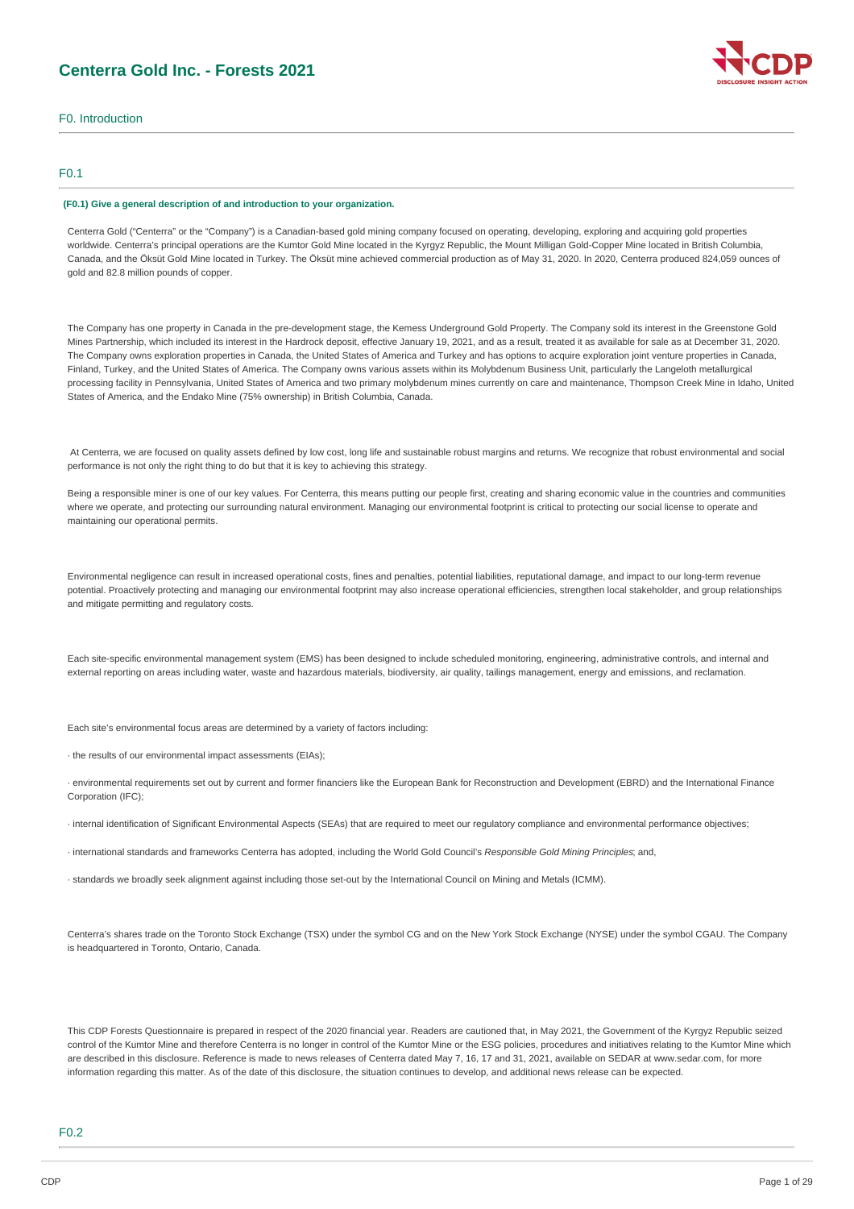# Centerra Gold Inc. - Forests 2021

## F0. Introduction

### F0.1

**(F0.1) Give a general description of and introduction to your organization.**

Centerra Gold ("Centerra" or the "Company") is a Canadian-based gold mining company focused on operating, developing, exploring and acquiring gold properties worldwide. Centerra's principal operations are the Kumtor Gold Mine located in the Kyrgyz Republic, the Mount Milligan Gold-Copper Mine located in British Columbia, Canada, and the Öksüt Gold Mine located in Turkey. The Öksüt mine achieved commercial production as of May 31, 2020. In 2020, Centerra produced 824,059 ounces of gold and 82.8 million pounds of copper.

The Company has one property in Canada in the pre-development stage, the Kemess Underground Gold Property. The Company sold its interest in the Greenstone Gold Mines Partnership, which included its interest in the Hardrock deposit, effective January 19, 2021, and as a result, treated it as available for sale as at December 31, 2020. The Company owns exploration properties in Canada, the United States of America and Turkey and has options to acquire exploration joint venture properties in Canada, Finland, Turkey, and the United States of America. The Company owns various assets within its Molybdenum Business Unit, particularly the Langeloth metallurgical processing facility in Pennsylvania, United States of America and two primary molybdenum mines currently on care and maintenance, Thompson Creek Mine in Idaho, United States of America, and the Endako Mine (75% ownership) in British Columbia, Canada.

At Centerra, we are focused on quality assets defined by low cost, long life and sustainable robust margins and returns. We recognize that robust environmental and social performance is not only the right thing to do but that it is key to achieving this strategy.

Being a responsible miner is one of our key values. For Centerra, this means putting our people first, creating and sharing economic value in the countries and communities where we operate, and protecting our surrounding natural environment. Managing our environmental footprint is critical to protecting our social license to operate and maintaining our operational permits.

Environmental negligence can result in increased operational costs, fines and penalties, potential liabilities, reputational damage, and impact to our long-term revenue potential. Proactively protecting and managing our environmental footprint may also increase operational efficiencies, strengthen local stakeholder, and group relationships and mitigate permitting and regulatory costs.

Each site-specific environmental management system (EMS) has been designed to include scheduled monitoring, engineering, administrative controls, and internal and external reporting on areas including water, waste and hazardous materials, biodiversity, air quality, tailings management, energy and emissions, and reclamation.

Each site's environmental focus areas are determined by a variety of factors including:

· the results of our environmental impact assessments (EIAs);

· environmental requirements set out by current and former financiers like the European Bank for Reconstruction and Development (EBRD) and the International Finance Corporation (IFC);

· internal identification of Significant Environmental Aspects (SEAs) that are required to meet our regulatory compliance and environmental performance objectives;

· international standards and frameworks Centerra has adopted, including the World Gold Council's *Responsible Gold Mining Principles*; and,

· standards we broadly seek alignment against including those set-out by the International Council on Mining and Metals (ICMM).

Centerra's shares trade on the Toronto Stock Exchange (TSX) under the symbol CG and on the New York Stock Exchange (NYSE) under the symbol CGAU. The Company is headquartered in Toronto, Ontario, Canada.

This CDP Forests Questionnaire is prepared in respect of the 2020 financial year. Readers are cautioned that, in May 2021, the Government of the Kyrgyz Republic seized control of the Kumtor Mine and therefore Centerra is no longer in control of the Kumtor Mine or the ESG policies, procedures and initiatives relating to the Kumtor Mine which are described in this disclosure. Reference is made to news releases of Centerra dated May 7, 16, 17 and 31, 2021, available on SEDAR at www.sedar.com, for more information regarding this matter. As of the date of this disclosure, the situation continues to develop, and additional news release can be expected.

### F0.2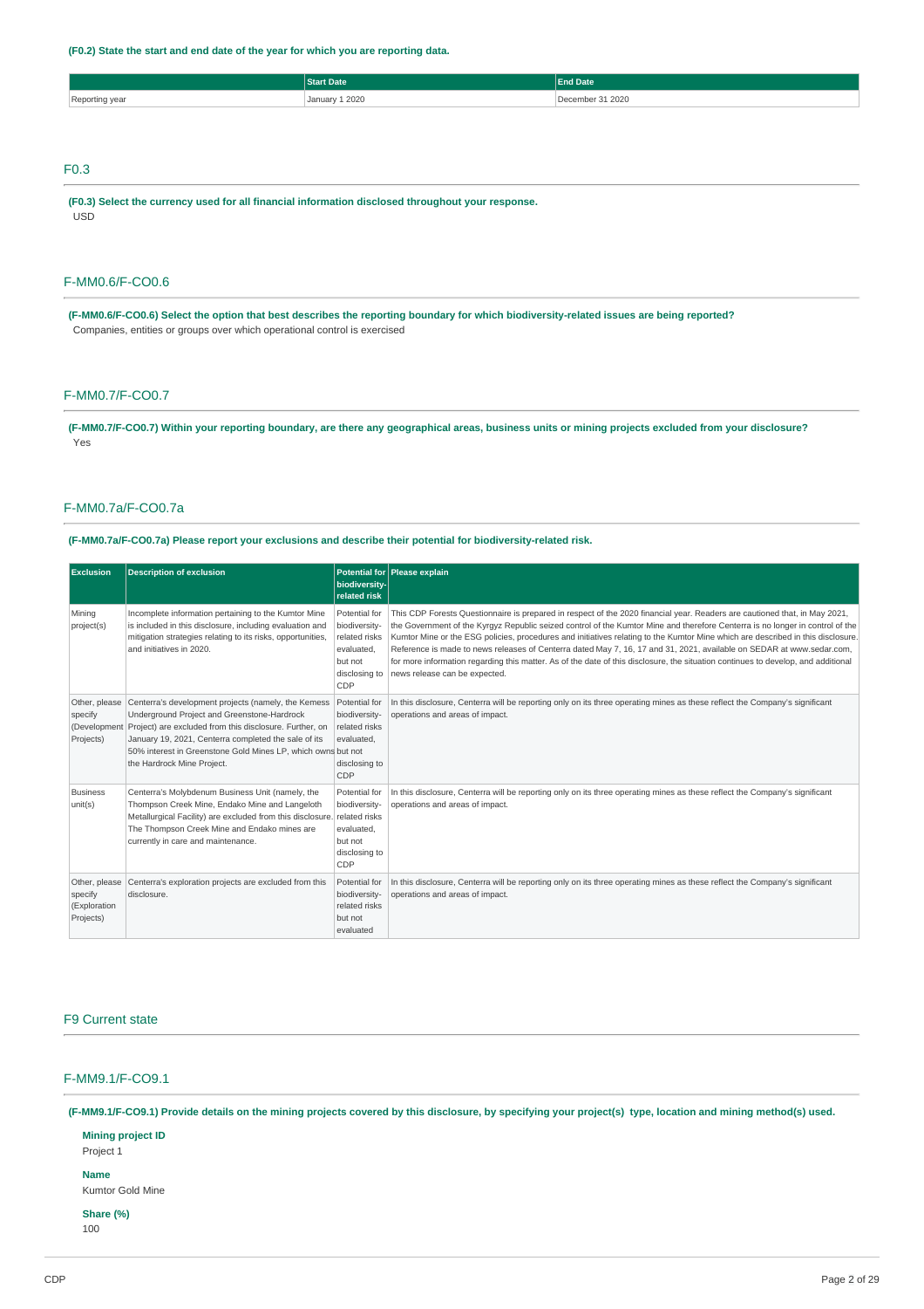**(F0.2) State the start and end date of the year for which you are reporting data.**

| | Start Date | End Date |
|---|---|---|
| Reporting year | January 1 2020 | December 31 2020 |

## F0.3

**(F0.3) Select the currency used for all financial information disclosed throughout your response.**

USD

## F-MM0.6/F-CO0.6

**(F-MM0.6/F-CO0.6) Select the option that best describes the reporting boundary for which biodiversity-related issues are being reported?**

Companies, entities or groups over which operational control is exercised

## F-MM0.7/F-CO0.7

**(F-MM0.7/F-CO0.7) Within your reporting boundary, are there any geographical areas, business units or mining projects excluded from your disclosure?**

Yes

## F-MM0.7a/F-CO0.7a

**(F-MM0.7a/F-CO0.7a) Please report your exclusions and describe their potential for biodiversity-related risk.**

| Exclusion | Description of exclusion | Potential for biodiversity-related risk | Please explain |
|---|---|---|---|
| Mining project(s) | Incomplete information pertaining to the Kumtor Mine is included in this disclosure, including evaluation and mitigation strategies relating to its risks, opportunities, and initiatives in 2020. | Potential for biodiversity-related risks evaluated, but not disclosing to CDP | This CDP Forests Questionnaire is prepared in respect of the 2020 financial year. Readers are cautioned that, in May 2021, the Government of the Kyrgyz Republic seized control of the Kumtor Mine and therefore Centerra is no longer in control of the Kumtor Mine or the ESG policies, procedures and initiatives relating to the Kumtor Mine which are described in this disclosure. Reference is made to news releases of Centerra dated May 7, 16, 17 and 31, 2021, available on SEDAR at www.sedar.com, for more information regarding this matter. As of the date of this disclosure, the situation continues to develop, and additional news release can be expected. |
| Other, please specify (Development Projects) | Centerra's development projects (namely, the Kemess Underground Project and Greenstone-Hardrock Project) are excluded from this disclosure. Further, on January 19, 2021, Centerra completed the sale of its 50% interest in Greenstone Gold Mines LP, which owns the Hardrock Mine Project. | Potential for biodiversity-related risks evaluated, but not disclosing to CDP | In this disclosure, Centerra will be reporting only on its three operating mines as these reflect the Company's significant operations and areas of impact. |
| Business unit(s) | Centerra's Molybdenum Business Unit (namely, the Thompson Creek Mine, Endako Mine and Langeloth Metallurgical Facility) are excluded from this disclosure. The Thompson Creek Mine and Endako mines are currently in care and maintenance. | Potential for biodiversity-related risks evaluated, but not disclosing to CDP | In this disclosure, Centerra will be reporting only on its three operating mines as these reflect the Company's significant operations and areas of impact. |
| Other, please specify (Exploration Projects) | Centerra's exploration projects are excluded from this disclosure. | Potential for biodiversity-related risks but not evaluated | In this disclosure, Centerra will be reporting only on its three operating mines as these reflect the Company's significant operations and areas of impact. |

## F9 Current state

## F-MM9.1/F-CO9.1

**(F-MM9.1/F-CO9.1) Provide details on the mining projects covered by this disclosure, by specifying your project(s) type, location and mining method(s) used.**

**Mining project ID**
Project 1

**Name**
Kumtor Gold Mine

**Share (%)**
100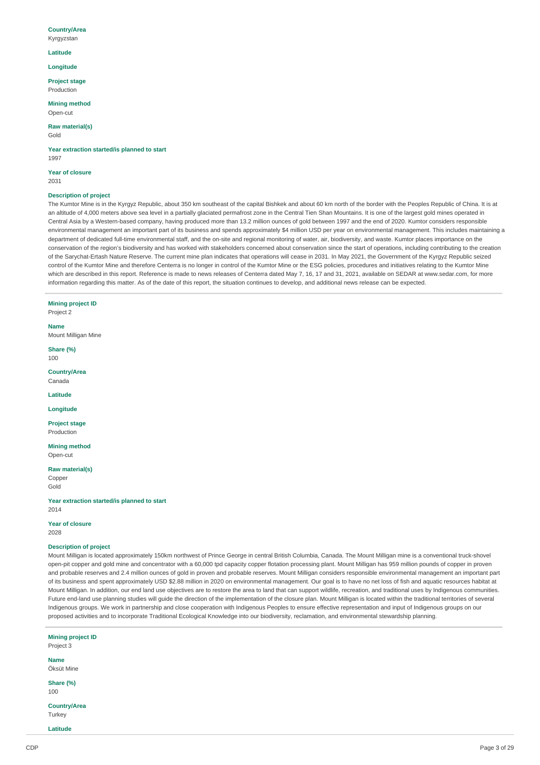**Country/Area**
Kyrgyzstan

**Latitude**

**Longitude**

**Project stage**
Production

**Mining method**
Open-cut

**Raw material(s)**
Gold

**Year extraction started/is planned to start**
1997

**Year of closure**
2031

**Description of project**
The Kumtor Mine is in the Kyrgyz Republic, about 350 km southeast of the capital Bishkek and about 60 km north of the border with the Peoples Republic of China. It is at an altitude of 4,000 meters above sea level in a partially glaciated permafrost zone in the Central Tien Shan Mountains. It is one of the largest gold mines operated in Central Asia by a Western-based company, having produced more than 13.2 million ounces of gold between 1997 and the end of 2020. Kumtor considers responsible environmental management an important part of its business and spends approximately $4 million USD per year on environmental management. This includes maintaining a department of dedicated full-time environmental staff, and the on-site and regional monitoring of water, air, biodiversity, and waste. Kumtor places importance on the conservation of the region's biodiversity and has worked with stakeholders concerned about conservation since the start of operations, including contributing to the creation of the Sarychat-Ertash Nature Reserve. The current mine plan indicates that operations will cease in 2031. In May 2021, the Government of the Kyrgyz Republic seized control of the Kumtor Mine and therefore Centerra is no longer in control of the Kumtor Mine or the ESG policies, procedures and initiatives relating to the Kumtor Mine which are described in this report. Reference is made to news releases of Centerra dated May 7, 16, 17 and 31, 2021, available on SEDAR at www.sedar.com, for more information regarding this matter. As of the date of this report, the situation continues to develop, and additional news release can be expected.

---

**Mining project ID**
Project 2

**Name**
Mount Milligan Mine

**Share (%)**
100

**Country/Area**
Canada

**Latitude**

**Longitude**

**Project stage**
Production

**Mining method**
Open-cut

**Raw material(s)**
Copper
Gold

**Year extraction started/is planned to start**
2014

**Year of closure**
2028

**Description of project**
Mount Milligan is located approximately 150km northwest of Prince George in central British Columbia, Canada. The Mount Milligan mine is a conventional truck-shovel open-pit copper and gold mine and concentrator with a 60,000 tpd capacity copper flotation processing plant. Mount Milligan has 959 million pounds of copper in proven and probable reserves and 2.4 million ounces of gold in proven and probable reserves. Mount Milligan considers responsible environmental management an important part of its business and spent approximately USD $2.88 million in 2020 on environmental management. Our goal is to have no net loss of fish and aquatic resources habitat at Mount Milligan. In addition, our end land use objectives are to restore the area to land that can support wildlife, recreation, and traditional uses by Indigenous communities. Future end-land use planning studies will guide the direction of the implementation of the closure plan. Mount Milligan is located within the traditional territories of several Indigenous groups. We work in partnership and close cooperation with Indigenous Peoples to ensure effective representation and input of Indigenous groups on our proposed activities and to incorporate Traditional Ecological Knowledge into our biodiversity, reclamation, and environmental stewardship planning.

---

**Mining project ID**
Project 3

**Name**
Öksüt Mine

**Share (%)**
100

**Country/Area**
Turkey

**Latitude**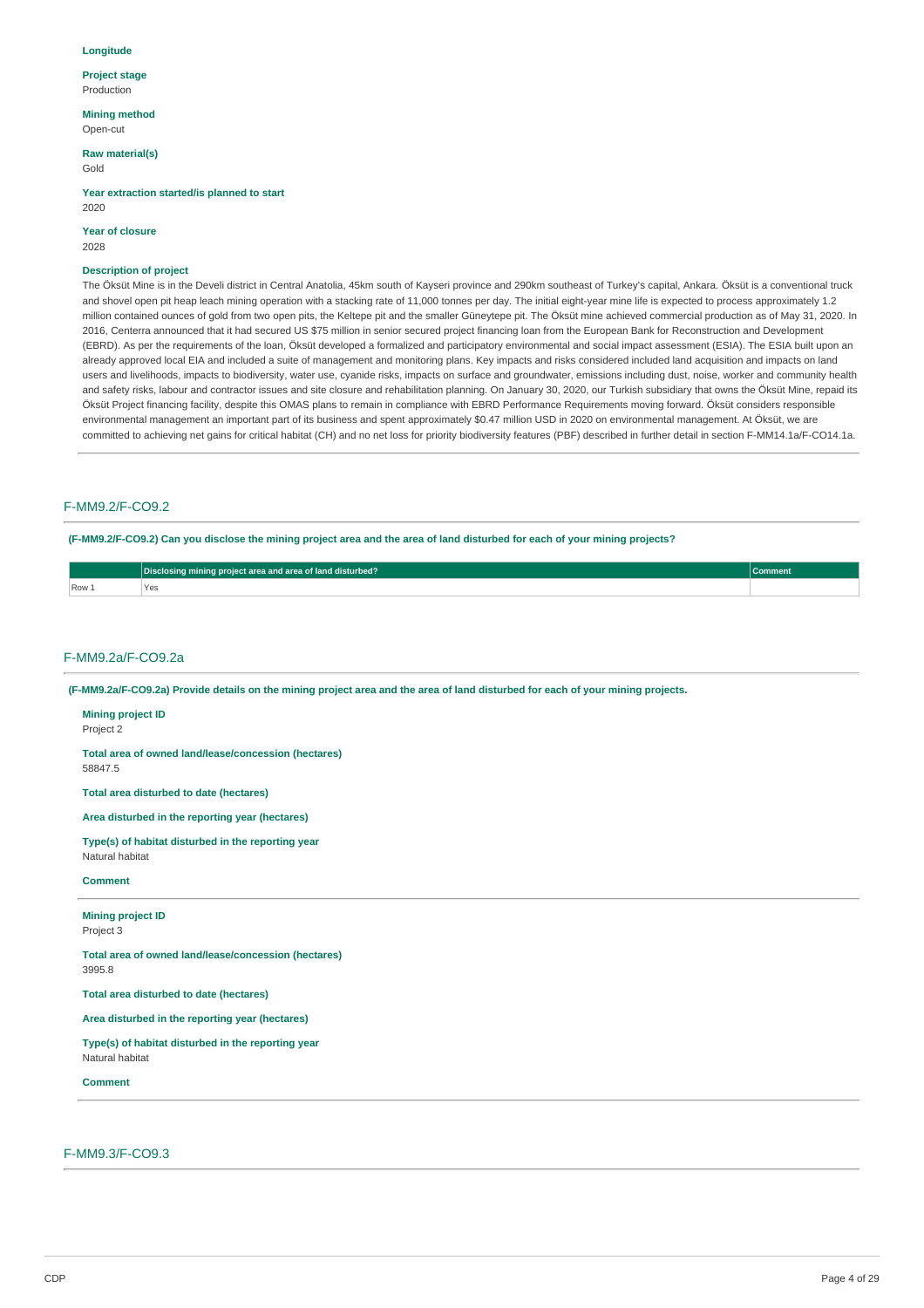**Longitude**

**Project stage**
Production

**Mining method**
Open-cut

**Raw material(s)**
Gold

**Year extraction started/is planned to start**
2020

**Year of closure**
2028

**Description of project**
The Öksüt Mine is in the Develi district in Central Anatolia, 45km south of Kayseri province and 290km southeast of Turkey's capital, Ankara. Öksüt is a conventional truck and shovel open pit heap leach mining operation with a stacking rate of 11,000 tonnes per day. The initial eight-year mine life is expected to process approximately 1.2 million contained ounces of gold from two open pits, the Keltepe pit and the smaller Güneytepe pit. The Öksüt mine achieved commercial production as of May 31, 2020. In 2016, Centerra announced that it had secured US $75 million in senior secured project financing loan from the European Bank for Reconstruction and Development (EBRD). As per the requirements of the loan, Öksüt developed a formalized and participatory environmental and social impact assessment (ESIA). The ESIA built upon an already approved local EIA and included a suite of management and monitoring plans. Key impacts and risks considered included land acquisition and impacts on land users and livelihoods, impacts to biodiversity, water use, cyanide risks, impacts on surface and groundwater, emissions including dust, noise, worker and community health and safety risks, labour and contractor issues and site closure and rehabilitation planning. On January 30, 2020, our Turkish subsidiary that owns the Öksüt Mine, repaid its Öksüt Project financing facility, despite this OMAS plans to remain in compliance with EBRD Performance Requirements moving forward. Öksüt considers responsible environmental management an important part of its business and spent approximately $0.47 million USD in 2020 on environmental management. At Öksüt, we are committed to achieving net gains for critical habitat (CH) and no net loss for priority biodiversity features (PBF) described in further detail in section F-MM14.1a/F-CO14.1a.

## F-MM9.2/F-CO9.2

**(F-MM9.2/F-CO9.2) Can you disclose the mining project area and the area of land disturbed for each of your mining projects?**

| | Disclosing mining project area and area of land disturbed? | Comment |
|---|---|---|
| Row 1 | Yes | |

## F-MM9.2a/F-CO9.2a

**(F-MM9.2a/F-CO9.2a) Provide details on the mining project area and the area of land disturbed for each of your mining projects.**

**Mining project ID**
Project 2

**Total area of owned land/lease/concession (hectares)**
58847.5

**Total area disturbed to date (hectares)**

**Area disturbed in the reporting year (hectares)**

**Type(s) of habitat disturbed in the reporting year**
Natural habitat

**Comment**

**Mining project ID**
Project 3

**Total area of owned land/lease/concession (hectares)**
3995.8

**Total area disturbed to date (hectares)**

**Area disturbed in the reporting year (hectares)**

**Type(s) of habitat disturbed in the reporting year**
Natural habitat

**Comment**

## F-MM9.3/F-CO9.3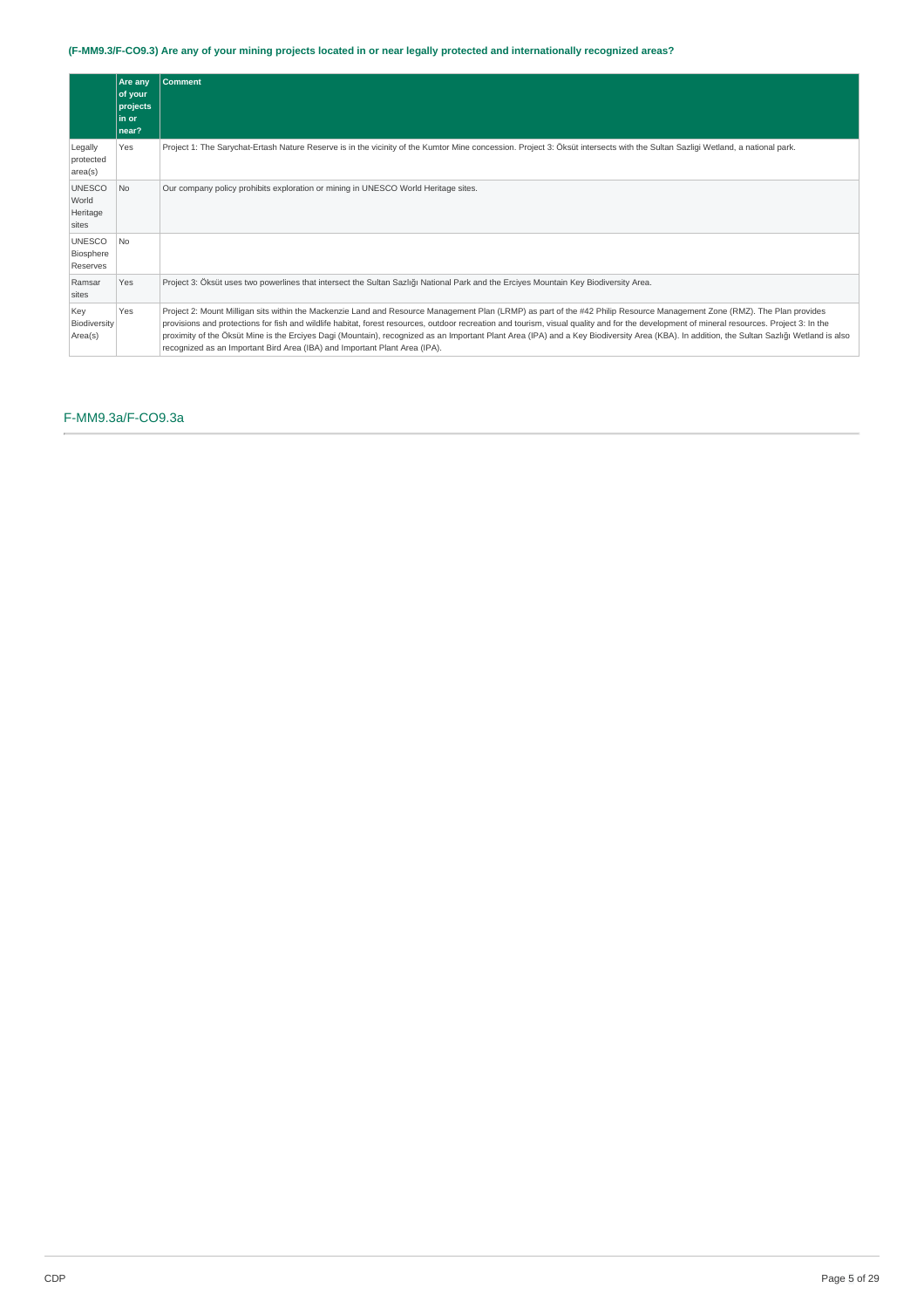### (F-MM9.3/F-CO9.3) Are any of your mining projects located in or near legally protected and internationally recognized areas?

| | Are any of your projects in or near? | Comment |
|---|---|---|
| Legally protected area(s) | Yes | Project 1: The Sarychat-Ertash Nature Reserve is in the vicinity of the Kumtor Mine concession. Project 3: Öksüt intersects with the Sultan Sazligi Wetland, a national park. |
| UNESCO World Heritage sites | No | Our company policy prohibits exploration or mining in UNESCO World Heritage sites. |
| UNESCO Biosphere Reserves | No | |
| Ramsar sites | Yes | Project 3: Öksüt uses two powerlines that intersect the Sultan Sazlığı National Park and the Erciyes Mountain Key Biodiversity Area. |
| Key Biodiversity Area(s) | Yes | Project 2: Mount Milligan sits within the Mackenzie Land and Resource Management Plan (LRMP) as part of the #42 Philip Resource Management Zone (RMZ). The Plan provides provisions and protections for fish and wildlife habitat, forest resources, outdoor recreation and tourism, visual quality and for the development of mineral resources. Project 3: In the proximity of the Öksüt Mine is the Erciyes Dagi (Mountain), recognized as an Important Plant Area (IPA) and a Key Biodiversity Area (KBA). In addition, the Sultan Sazlığı Wetland is also recognized as an Important Bird Area (IBA) and Important Plant Area (IPA). |

## F-MM9.3a/F-CO9.3a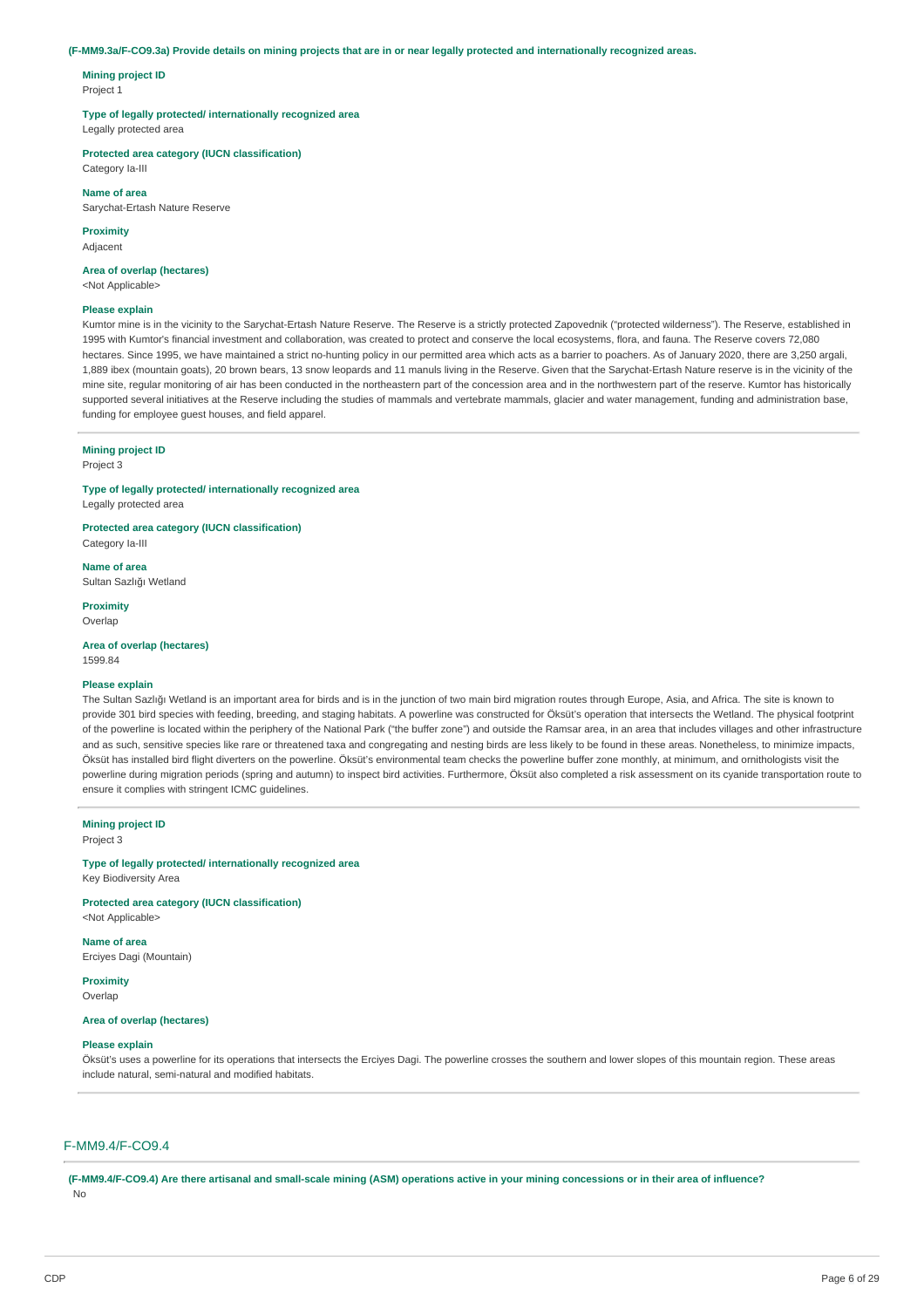**(F-MM9.3a/F-CO9.3a) Provide details on mining projects that are in or near legally protected and internationally recognized areas.**

**Mining project ID**
Project 1

**Type of legally protected/ internationally recognized area**
Legally protected area

**Protected area category (IUCN classification)**
Category Ia-III

**Name of area**
Sarychat-Ertash Nature Reserve

**Proximity**
Adjacent

**Area of overlap (hectares)**
<Not Applicable>

**Please explain**
Kumtor mine is in the vicinity to the Sarychat-Ertash Nature Reserve. The Reserve is a strictly protected Zapovednik ("protected wilderness"). The Reserve, established in 1995 with Kumtor's financial investment and collaboration, was created to protect and conserve the local ecosystems, flora, and fauna. The Reserve covers 72,080 hectares. Since 1995, we have maintained a strict no-hunting policy in our permitted area which acts as a barrier to poachers. As of January 2020, there are 3,250 argali, 1,889 ibex (mountain goats), 20 brown bears, 13 snow leopards and 11 manuls living in the Reserve. Given that the Sarychat-Ertash Nature reserve is in the vicinity of the mine site, regular monitoring of air has been conducted in the northeastern part of the concession area and in the northwestern part of the reserve. Kumtor has historically supported several initiatives at the Reserve including the studies of mammals and vertebrate mammals, glacier and water management, funding and administration base, funding for employee guest houses, and field apparel.

---

**Mining project ID**
Project 3

**Type of legally protected/ internationally recognized area**
Legally protected area

**Protected area category (IUCN classification)**
Category Ia-III

**Name of area**
Sultan Sazlığı Wetland

**Proximity**
Overlap

**Area of overlap (hectares)**
1599.84

**Please explain**
The Sultan Sazlığı Wetland is an important area for birds and is in the junction of two main bird migration routes through Europe, Asia, and Africa. The site is known to provide 301 bird species with feeding, breeding, and staging habitats. A powerline was constructed for Öksüt's operation that intersects the Wetland. The physical footprint of the powerline is located within the periphery of the National Park ("the buffer zone") and outside the Ramsar area, in an area that includes villages and other infrastructure and as such, sensitive species like rare or threatened taxa and congregating and nesting birds are less likely to be found in these areas. Nonetheless, to minimize impacts, Öksüt has installed bird flight diverters on the powerline. Öksüt's environmental team checks the powerline buffer zone monthly, at minimum, and ornithologists visit the powerline during migration periods (spring and autumn) to inspect bird activities. Furthermore, Öksüt also completed a risk assessment on its cyanide transportation route to ensure it complies with stringent ICMC guidelines.

---

**Mining project ID**
Project 3

**Type of legally protected/ internationally recognized area**
Key Biodiversity Area

**Protected area category (IUCN classification)**
<Not Applicable>

**Name of area**
Erciyes Dagi (Mountain)

**Proximity**
Overlap

**Area of overlap (hectares)**

**Please explain**
Öksüt's uses a powerline for its operations that intersects the Erciyes Dagi. The powerline crosses the southern and lower slopes of this mountain region. These areas include natural, semi-natural and modified habitats.

---

## F-MM9.4/F-CO9.4

**(F-MM9.4/F-CO9.4) Are there artisanal and small-scale mining (ASM) operations active in your mining concessions or in their area of influence?**
No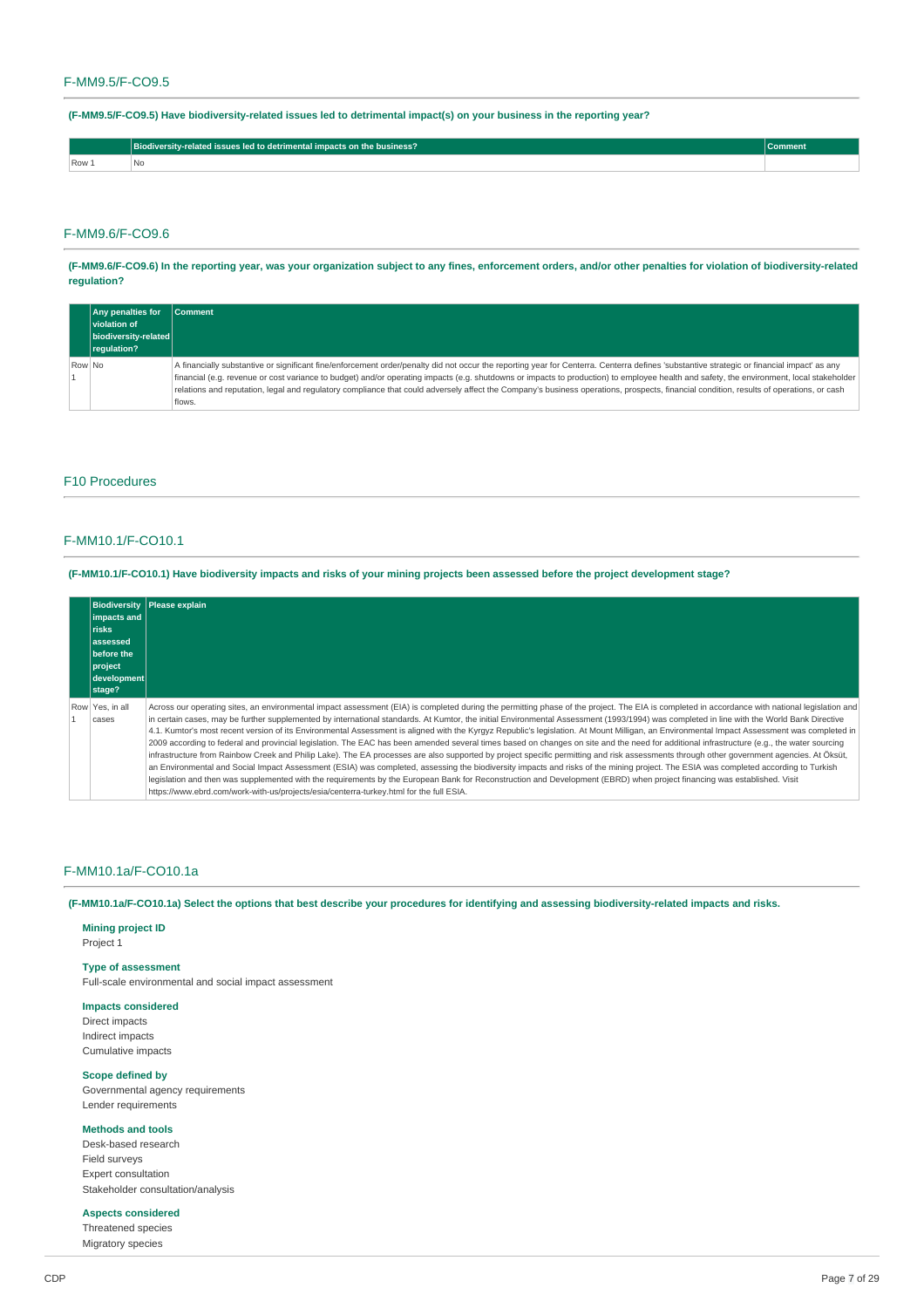## F-MM9.5/F-CO9.5

**(F-MM9.5/F-CO9.5) Have biodiversity-related issues led to detrimental impact(s) on your business in the reporting year?**

| | Biodiversity-related issues led to detrimental impacts on the business? | Comment |
|---|---|---|
| Row 1 | No | |

## F-MM9.6/F-CO9.6

**(F-MM9.6/F-CO9.6) In the reporting year, was your organization subject to any fines, enforcement orders, and/or other penalties for violation of biodiversity-related regulation?**

| | Any penalties for violation of biodiversity-related regulation? | Comment |
|---|---|---|
| Row 1 | No | A financially substantive or significant fine/enforcement order/penalty did not occur the reporting year for Centerra. Centerra defines 'substantive strategic or financial impact' as any financial (e.g. revenue or cost variance to budget) and/or operating impacts (e.g. shutdowns or impacts to production) to employee health and safety, the environment, local stakeholder relations and reputation, legal and regulatory compliance that could adversely affect the Company's business operations, prospects, financial condition, results of operations, or cash flows. |

# F10 Procedures

## F-MM10.1/F-CO10.1

**(F-MM10.1/F-CO10.1) Have biodiversity impacts and risks of your mining projects been assessed before the project development stage?**

| | Biodiversity impacts and risks assessed before the project development stage? | Please explain |
|---|---|---|
| Row 1 | Yes, in all cases | Across our operating sites, an environmental impact assessment (EIA) is completed during the permitting phase of the project. The EIA is completed in accordance with national legislation and in certain cases, may be further supplemented by international standards. At Kumtor, the initial Environmental Assessment (1993/1994) was completed in line with the World Bank Directive 4.1. Kumtor's most recent version of its Environmental Assessment is aligned with the Kyrgyz Republic's legislation. At Mount Milligan, an Environmental Impact Assessment was completed in 2009 according to federal and provincial legislation. The EAC has been amended several times based on changes on site and the need for additional infrastructure (e.g., the water sourcing infrastructure from Rainbow Creek and Philip Lake). The EA processes are also supported by project specific permitting and risk assessments through other government agencies. At Öksüt, an Environmental and Social Impact Assessment (ESIA) was completed, assessing the biodiversity impacts and risks of the mining project. The ESIA was completed according to Turkish legislation and then was supplemented with the requirements by the European Bank for Reconstruction and Development (EBRD) when project financing was established. Visit https://www.ebrd.com/work-with-us/projects/esia/centerra-turkey.html for the full ESIA. |

## F-MM10.1a/F-CO10.1a

**(F-MM10.1a/F-CO10.1a) Select the options that best describe your procedures for identifying and assessing biodiversity-related impacts and risks.**

**Mining project ID**
Project 1

**Type of assessment**
Full-scale environmental and social impact assessment

**Impacts considered**
Direct impacts
Indirect impacts
Cumulative impacts

**Scope defined by**
Governmental agency requirements
Lender requirements

**Methods and tools**
Desk-based research
Field surveys
Expert consultation
Stakeholder consultation/analysis

**Aspects considered**
Threatened species
Migratory species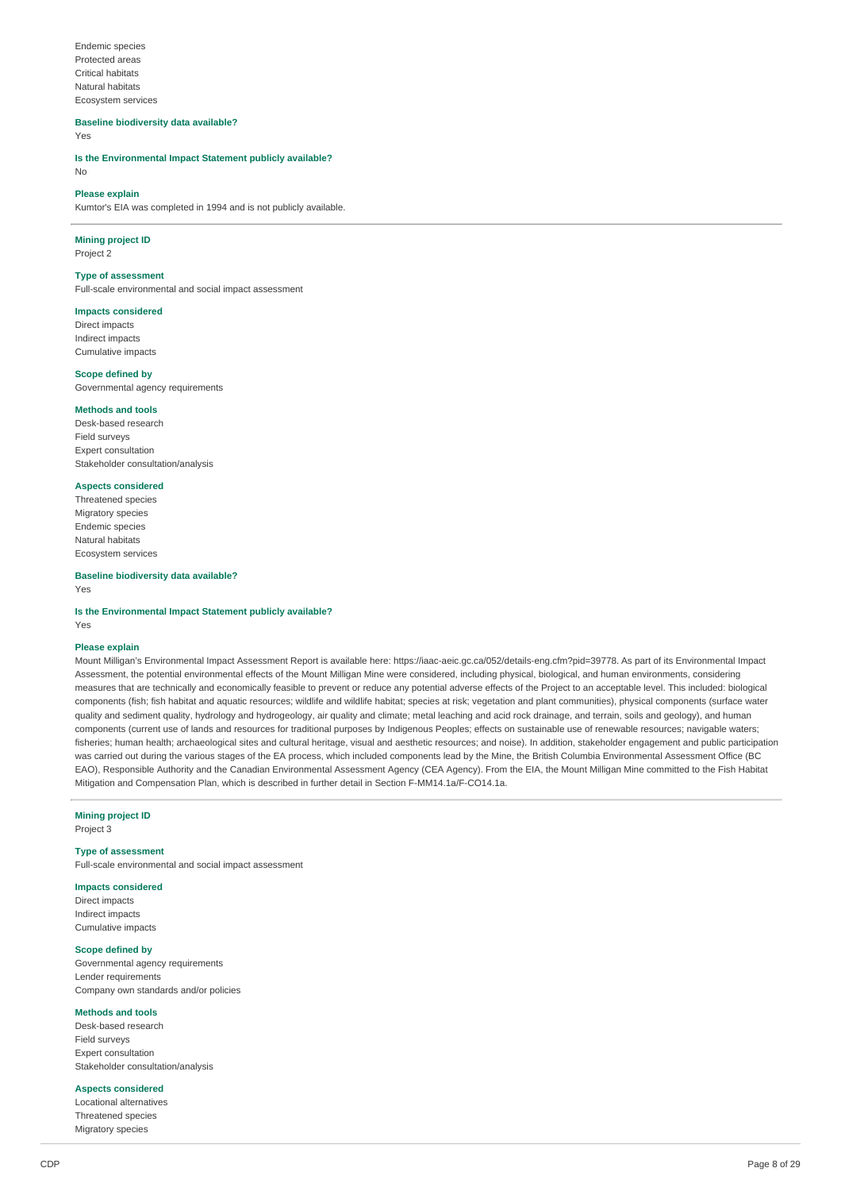Endemic species
Protected areas
Critical habitats
Natural habitats
Ecosystem services

**Baseline biodiversity data available?**
Yes

**Is the Environmental Impact Statement publicly available?**
No

**Please explain**
Kumtor's EIA was completed in 1994 and is not publicly available.

---

**Mining project ID**
Project 2

**Type of assessment**
Full-scale environmental and social impact assessment

**Impacts considered**
Direct impacts
Indirect impacts
Cumulative impacts

**Scope defined by**
Governmental agency requirements

**Methods and tools**
Desk-based research
Field surveys
Expert consultation
Stakeholder consultation/analysis

**Aspects considered**
Threatened species
Migratory species
Endemic species
Natural habitats
Ecosystem services

**Baseline biodiversity data available?**
Yes

**Is the Environmental Impact Statement publicly available?**
Yes

**Please explain**
Mount Milligan's Environmental Impact Assessment Report is available here: https://iaac-aeic.gc.ca/052/details-eng.cfm?pid=39778. As part of its Environmental Impact Assessment, the potential environmental effects of the Mount Milligan Mine were considered, including physical, biological, and human environments, considering measures that are technically and economically feasible to prevent or reduce any potential adverse effects of the Project to an acceptable level. This included: biological components (fish; fish habitat and aquatic resources; wildlife and wildlife habitat; species at risk; vegetation and plant communities), physical components (surface water quality and sediment quality, hydrology and hydrogeology, air quality and climate; metal leaching and acid rock drainage, and terrain, soils and geology), and human components (current use of lands and resources for traditional purposes by Indigenous Peoples; effects on sustainable use of renewable resources; navigable waters; fisheries; human health; archaeological sites and cultural heritage, visual and aesthetic resources; and noise). In addition, stakeholder engagement and public participation was carried out during the various stages of the EA process, which included components lead by the Mine, the British Columbia Environmental Assessment Office (BC EAO), Responsible Authority and the Canadian Environmental Assessment Agency (CEA Agency). From the EIA, the Mount Milligan Mine committed to the Fish Habitat Mitigation and Compensation Plan, which is described in further detail in Section F-MM14.1a/F-CO14.1a.

---

**Mining project ID**
Project 3

**Type of assessment**
Full-scale environmental and social impact assessment

**Impacts considered**
Direct impacts
Indirect impacts
Cumulative impacts

**Scope defined by**
Governmental agency requirements
Lender requirements
Company own standards and/or policies

**Methods and tools**
Desk-based research
Field surveys
Expert consultation
Stakeholder consultation/analysis

**Aspects considered**
Locational alternatives
Threatened species
Migratory species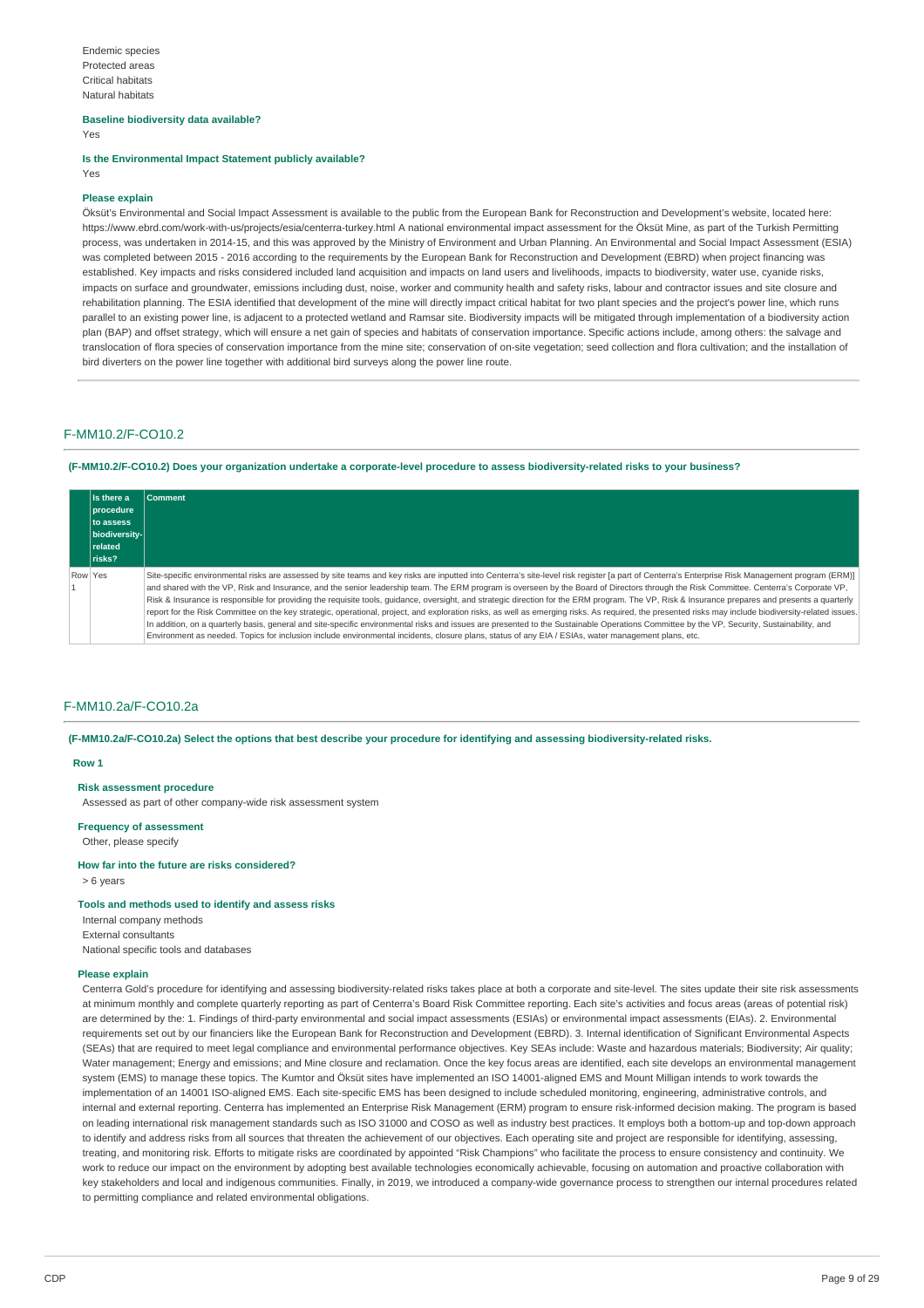Endemic species
Protected areas
Critical habitats
Natural habitats

**Baseline biodiversity data available?**

Yes

**Is the Environmental Impact Statement publicly available?**

Yes

**Please explain**

Öksüt's Environmental and Social Impact Assessment is available to the public from the European Bank for Reconstruction and Development's website, located here: https://www.ebrd.com/work-with-us/projects/esia/centerra-turkey.html A national environmental impact assessment for the Öksüt Mine, as part of the Turkish Permitting process, was undertaken in 2014-15, and this was approved by the Ministry of Environment and Urban Planning. An Environmental and Social Impact Assessment (ESIA) was completed between 2015 - 2016 according to the requirements by the European Bank for Reconstruction and Development (EBRD) when project financing was established. Key impacts and risks considered included land acquisition and impacts on land users and livelihoods, impacts to biodiversity, water use, cyanide risks, impacts on surface and groundwater, emissions including dust, noise, worker and community health and safety risks, labour and contractor issues and site closure and rehabilitation planning. The ESIA identified that development of the mine will directly impact critical habitat for two plant species and the project's power line, which runs parallel to an existing power line, is adjacent to a protected wetland and Ramsar site. Biodiversity impacts will be mitigated through implementation of a biodiversity action plan (BAP) and offset strategy, which will ensure a net gain of species and habitats of conservation importance. Specific actions include, among others: the salvage and translocation of flora species of conservation importance from the mine site; conservation of on-site vegetation; seed collection and flora cultivation; and the installation of bird diverters on the power line together with additional bird surveys along the power line route.

## F-MM10.2/F-CO10.2

**(F-MM10.2/F-CO10.2) Does your organization undertake a corporate-level procedure to assess biodiversity-related risks to your business?**

| | Is there a procedure to assess biodiversity-related risks? | Comment |
|---|---|---|
| Row 1 | Yes | Site-specific environmental risks are assessed by site teams and key risks are inputted into Centerra's site-level risk register [a part of Centerra's Enterprise Risk Management program (ERM)] and shared with the VP, Risk and Insurance, and the senior leadership team. The ERM program is overseen by the Board of Directors through the Risk Committee. Centerra's Corporate VP, Risk & Insurance is responsible for providing the requisite tools, guidance, oversight, and strategic direction for the ERM program. The VP, Risk & Insurance prepares and presents a quarterly report for the Risk Committee on the key strategic, operational, project, and exploration risks, as well as emerging risks. As required, the presented risks may include biodiversity-related issues. In addition, on a quarterly basis, general and site-specific environmental risks and issues are presented to the Sustainable Operations Committee by the VP, Security, Sustainability, and Environment as needed. Topics for inclusion include environmental incidents, closure plans, status of any EIA / ESIAs, water management plans, etc. |

## F-MM10.2a/F-CO10.2a

**(F-MM10.2a/F-CO10.2a) Select the options that best describe your procedure for identifying and assessing biodiversity-related risks.**

**Row 1**

**Risk assessment procedure**

Assessed as part of other company-wide risk assessment system

**Frequency of assessment**

Other, please specify

**How far into the future are risks considered?**

> 6 years

**Tools and methods used to identify and assess risks**

Internal company methods
External consultants
National specific tools and databases

**Please explain**

Centerra Gold's procedure for identifying and assessing biodiversity-related risks takes place at both a corporate and site-level. The sites update their site risk assessments at minimum monthly and complete quarterly reporting as part of Centerra's Board Risk Committee reporting. Each site's activities and focus areas (areas of potential risk) are determined by the: 1. Findings of third-party environmental and social impact assessments (ESIAs) or environmental impact assessments (EIAs). 2. Environmental requirements set out by our financiers like the European Bank for Reconstruction and Development (EBRD). 3. Internal identification of Significant Environmental Aspects (SEAs) that are required to meet legal compliance and environmental performance objectives. Key SEAs include: Waste and hazardous materials; Biodiversity; Air quality; Water management; Energy and emissions; and Mine closure and reclamation. Once the key focus areas are identified, each site develops an environmental management system (EMS) to manage these topics. The Kumtor and Öksüt sites have implemented an ISO 14001-aligned EMS and Mount Milligan intends to work towards the implementation of an 14001 ISO-aligned EMS. Each site-specific EMS has been designed to include scheduled monitoring, engineering, administrative controls, and internal and external reporting. Centerra has implemented an Enterprise Risk Management (ERM) program to ensure risk-informed decision making. The program is based on leading international risk management standards such as ISO 31000 and COSO as well as industry best practices. It employs both a bottom-up and top-down approach to identify and address risks from all sources that threaten the achievement of our objectives. Each operating site and project are responsible for identifying, assessing, treating, and monitoring risk. Efforts to mitigate risks are coordinated by appointed "Risk Champions" who facilitate the process to ensure consistency and continuity. We work to reduce our impact on the environment by adopting best available technologies economically achievable, focusing on automation and proactive collaboration with key stakeholders and local and indigenous communities. Finally, in 2019, we introduced a company-wide governance process to strengthen our internal procedures related to permitting compliance and related environmental obligations.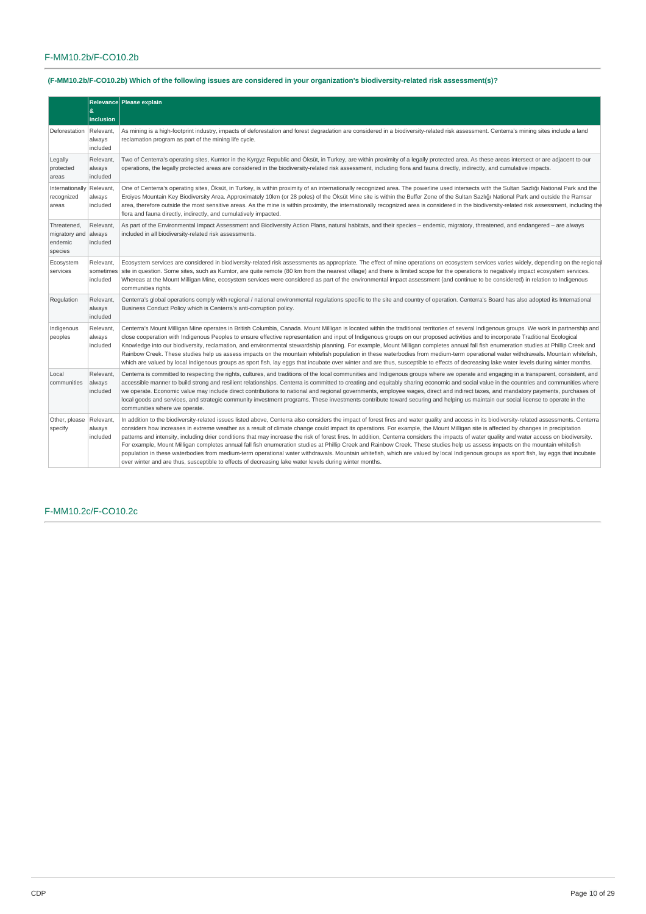## F-MM10.2b/F-CO10.2b

**(F-MM10.2b/F-CO10.2b) Which of the following issues are considered in your organization's biodiversity-related risk assessment(s)?**

| | Relevance & inclusion | Please explain |
|---|---|---|
| Deforestation | Relevant, always included | As mining is a high-footprint industry, impacts of deforestation and forest degradation are considered in a biodiversity-related risk assessment. Centerra's mining sites include a land reclamation program as part of the mining life cycle. |
| Legally protected areas | Relevant, always included | Two of Centerra's operating sites, Kumtor in the Kyrgyz Republic and Öksüt, in Turkey, are within proximity of a legally protected area. As these areas intersect or are adjacent to our operations, the legally protected areas are considered in the biodiversity-related risk assessment, including flora and fauna directly, indirectly, and cumulative impacts. |
| Internationally recognized areas | Relevant, always included | One of Centerra's operating sites, Öksüt, in Turkey, is within proximity of an internationally recognized area. The powerline used intersects with the Sultan Sazlığı National Park and the Erciyes Mountain Key Biodiversity Area. Approximately 10km (or 28 poles) of the Öksüt Mine site is within the Buffer Zone of the Sultan Sazlığı National Park and outside the Ramsar area, therefore outside the most sensitive areas. As the mine is within proximity, the internationally recognized area is considered in the biodiversity-related risk assessment, including the flora and fauna directly, indirectly, and cumulatively impacted. |
| Threatened, migratory and endemic species | Relevant, always included | As part of the Environmental Impact Assessment and Biodiversity Action Plans, natural habitats, and their species – endemic, migratory, threatened, and endangered – are always included in all biodiversity-related risk assessments. |
| Ecosystem services | Relevant, sometimes included | Ecosystem services are considered in biodiversity-related risk assessments as appropriate. The effect of mine operations on ecosystem services varies widely, depending on the regional site in question. Some sites, such as Kumtor, are quite remote (80 km from the nearest village) and there is limited scope for the operations to negatively impact ecosystem services. Whereas at the Mount Milligan Mine, ecosystem services were considered as part of the environmental impact assessment (and continue to be considered) in relation to Indigenous communities rights. |
| Regulation | Relevant, always included | Centerra's global operations comply with regional / national environmental regulations specific to the site and country of operation. Centerra's Board has also adopted its International Business Conduct Policy which is Centerra's anti-corruption policy. |
| Indigenous peoples | Relevant, always included | Centerra's Mount Milligan Mine operates in British Columbia, Canada. Mount Milligan is located within the traditional territories of several Indigenous groups. We work in partnership and close cooperation with Indigenous Peoples to ensure effective representation and input of Indigenous groups on our proposed activities and to incorporate Traditional Ecological Knowledge into our biodiversity, reclamation, and environmental stewardship planning. For example, Mount Milligan completes annual fall fish enumeration studies at Phillip Creek and Rainbow Creek. These studies help us assess impacts on the mountain whitefish population in these waterbodies from medium-term operational water withdrawals. Mountain whitefish, which are valued by local Indigenous groups as sport fish, lay eggs that incubate over winter and are thus, susceptible to effects of decreasing lake water levels during winter months. |
| Local communities | Relevant, always included | Centerra is committed to respecting the rights, cultures, and traditions of the local communities and Indigenous groups where we operate and engaging in a transparent, consistent, and accessible manner to build strong and resilient relationships. Centerra is committed to creating and equitably sharing economic and social value in the countries and communities where we operate. Economic value may include direct contributions to national and regional governments, employee wages, direct and indirect taxes, and mandatory payments, purchases of local goods and services, and strategic community investment programs. These investments contribute toward securing and helping us maintain our social license to operate in the communities where we operate. |
| Other, please specify | Relevant, always included | In addition to the biodiversity-related issues listed above, Centerra also considers the impact of forest fires and water quality and access in its biodiversity-related assessments. Centerra considers how increases in extreme weather as a result of climate change could impact its operations. For example, the Mount Milligan site is affected by changes in precipitation patterns and intensity, including drier conditions that may increase the risk of forest fires. In addition, Centerra considers the impacts of water quality and water access on biodiversity. For example, Mount Milligan completes annual fall fish enumeration studies at Phillip Creek and Rainbow Creek. These studies help us assess impacts on the mountain whitefish population in these waterbodies from medium-term operational water withdrawals. Mountain whitefish, which are valued by local Indigenous groups as sport fish, lay eggs that incubate over winter and are thus, susceptible to effects of decreasing lake water levels during winter months. |

## F-MM10.2c/F-CO10.2c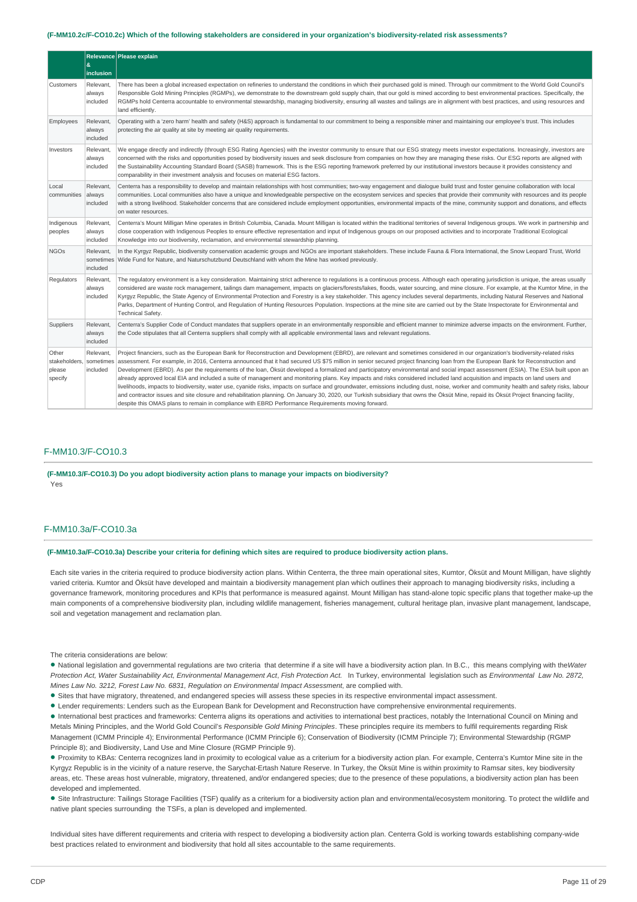**(F-MM10.2c/F-CO10.2c) Which of the following stakeholders are considered in your organization's biodiversity-related risk assessments?**

| | Relevance & inclusion | Please explain |
|---|---|---|
| Customers | Relevant, always included | There has been a global increased expectation on refineries to understand the conditions in which their purchased gold is mined. Through our commitment to the World Gold Council's Responsible Gold Mining Principles (RGMPs), we demonstrate to the downstream gold supply chain, that our gold is mined according to best environmental practices. Specifically, the RGMPs hold Centerra accountable to environmental stewardship, managing biodiversity, ensuring all wastes and tailings are in alignment with best practices, and using resources and land efficiently. |
| Employees | Relevant, always included | Operating with a 'zero harm' health and safety (H&S) approach is fundamental to our commitment to being a responsible miner and maintaining our employee's trust. This includes protecting the air quality at site by meeting air quality requirements. |
| Investors | Relevant, always included | We engage directly and indirectly (through ESG Rating Agencies) with the investor community to ensure that our ESG strategy meets investor expectations. Increasingly, investors are concerned with the risks and opportunities posed by biodiversity issues and seek disclosure from companies on how they are managing these risks. Our ESG reports are aligned with the Sustainability Accounting Standard Board (SASB) framework. This is the ESG reporting framework preferred by our institutional investors because it provides consistency and comparability in their investment analysis and focuses on material ESG factors. |
| Local communities | Relevant, always included | Centerra has a responsibility to develop and maintain relationships with host communities; two-way engagement and dialogue build trust and foster genuine collaboration with local communities. Local communities also have a unique and knowledgeable perspective on the ecosystem services and species that provide their community with resources and its people with a strong livelihood. Stakeholder concerns that are considered include employment opportunities, environmental impacts of the mine, community support and donations, and effects on water resources. |
| Indigenous peoples | Relevant, always included | Centerra's Mount Milligan Mine operates in British Columbia, Canada. Mount Milligan is located within the traditional territories of several Indigenous groups. We work in partnership and close cooperation with Indigenous Peoples to ensure effective representation and input of Indigenous groups on our proposed activities and to incorporate Traditional Ecological Knowledge into our biodiversity, reclamation, and environmental stewardship planning. |
| NGOs | Relevant, sometimes included | In the Kyrgyz Republic, biodiversity conservation academic groups and NGOs are important stakeholders. These include Fauna & Flora International, the Snow Leopard Trust, World Wide Fund for Nature, and Naturschutzbund Deutschland with whom the Mine has worked previously. |
| Regulators | Relevant, always included | The regulatory environment is a key consideration. Maintaining strict adherence to regulations is a continuous process. Although each operating jurisdiction is unique, the areas usually considered are waste rock management, tailings dam management, impacts on glaciers/forests/lakes, floods, water sourcing, and mine closure. For example, at the Kumtor Mine, in the Kyrgyz Republic, the State Agency of Environmental Protection and Forestry is a key stakeholder. This agency includes several departments, including Natural Reserves and National Parks, Department of Hunting Control, and Regulation of Hunting Resources Population. Inspections at the mine site are carried out by the State Inspectorate for Environmental and Technical Safety. |
| Suppliers | Relevant, always included | Centerra's Supplier Code of Conduct mandates that suppliers operate in an environmentally responsible and efficient manner to minimize adverse impacts on the environment. Further, the Code stipulates that all Centerra suppliers shall comply with all applicable environmental laws and relevant regulations. |
| Other stakeholders, please specify | Relevant, sometimes included | Project financiers, such as the European Bank for Reconstruction and Development (EBRD), are relevant and sometimes considered in our organization's biodiversity-related risks assessment. For example, in 2016, Centerra announced that it had secured US $75 million in senior secured project financing loan from the European Bank for Reconstruction and Development (EBRD). As per the requirements of the loan, Öksüt developed a formalized and participatory environmental and social impact assessment (ESIA). The ESIA built upon an already approved local EIA and included a suite of management and monitoring plans. Key impacts and risks considered included land acquisition and impacts on land users and livelihoods, impacts to biodiversity, water use, cyanide risks, impacts on surface and groundwater, emissions including dust, noise, worker and community health and safety risks, labour and contractor issues and site closure and rehabilitation planning. On January 30, 2020, our Turkish subsidiary that owns the Öksüt Mine, repaid its Öksüt Project financing facility, despite this OMAS plans to remain in compliance with EBRD Performance Requirements moving forward. |

## F-MM10.3/F-CO10.3

**(F-MM10.3/F-CO10.3) Do you adopt biodiversity action plans to manage your impacts on biodiversity?**

Yes

## F-MM10.3a/F-CO10.3a

**(F-MM10.3a/F-CO10.3a) Describe your criteria for defining which sites are required to produce biodiversity action plans.**

Each site varies in the criteria required to produce biodiversity action plans. Within Centerra, the three main operational sites, Kumtor, Öksüt and Mount Milligan, have slightly varied criteria. Kumtor and Öksüt have developed and maintain a biodiversity management plan which outlines their approach to managing biodiversity risks, including a governance framework, monitoring procedures and KPIs that performance is measured against. Mount Milligan has stand-alone topic specific plans that together make-up the main components of a comprehensive biodiversity plan, including wildlife management, fisheries management, cultural heritage plan, invasive plant management, landscape, soil and vegetation management and reclamation plan.

The criteria considerations are below:

- National legislation and governmental regulations are two criteria that determine if a site will have a biodiversity action plan. In B.C., this means complying with the *Water Protection Act, Water Sustainability Act, Environmental Management Act*, *Fish Protection Act.* In Turkey, environmental legislation such as *Environmental Law No. 2872, Mines Law No. 3212, Forest Law No. 6831, Regulation on Environmental Impact Assessment*, are complied with.
- Sites that have migratory, threatened, and endangered species will assess these species in its respective environmental impact assessment.
- Lender requirements: Lenders such as the European Bank for Development and Reconstruction have comprehensive environmental requirements.
- International best practices and frameworks: Centerra aligns its operations and activities to international best practices, notably the International Council on Mining and Metals Mining Principles, and the World Gold Council's *Responsible Gold Mining Principles*. These principles require its members to fulfil requirements regarding Risk Management (ICMM Principle 4); Environmental Performance (ICMM Principle 6); Conservation of Biodiversity (ICMM Principle 7); Environmental Stewardship (RGMP Principle 8); and Biodiversity, Land Use and Mine Closure (RGMP Principle 9).
- Proximity to KBAs: Centerra recognizes land in proximity to ecological value as a criterium for a biodiversity action plan. For example, Centerra's Kumtor Mine site in the Kyrgyz Republic is in the vicinity of a nature reserve, the Sarychat-Ertash Nature Reserve. In Turkey, the Öksüt Mine is within proximity to Ramsar sites, key biodiversity areas, etc. These areas host vulnerable, migratory, threatened, and/or endangered species; due to the presence of these populations, a biodiversity action plan has been developed and implemented.
- Site Infrastructure: Tailings Storage Facilities (TSF) qualify as a criterium for a biodiversity action plan and environmental/ecosystem monitoring. To protect the wildlife and native plant species surrounding the TSFs, a plan is developed and implemented.

Individual sites have different requirements and criteria with respect to developing a biodiversity action plan. Centerra Gold is working towards establishing company-wide best practices related to environment and biodiversity that hold all sites accountable to the same requirements.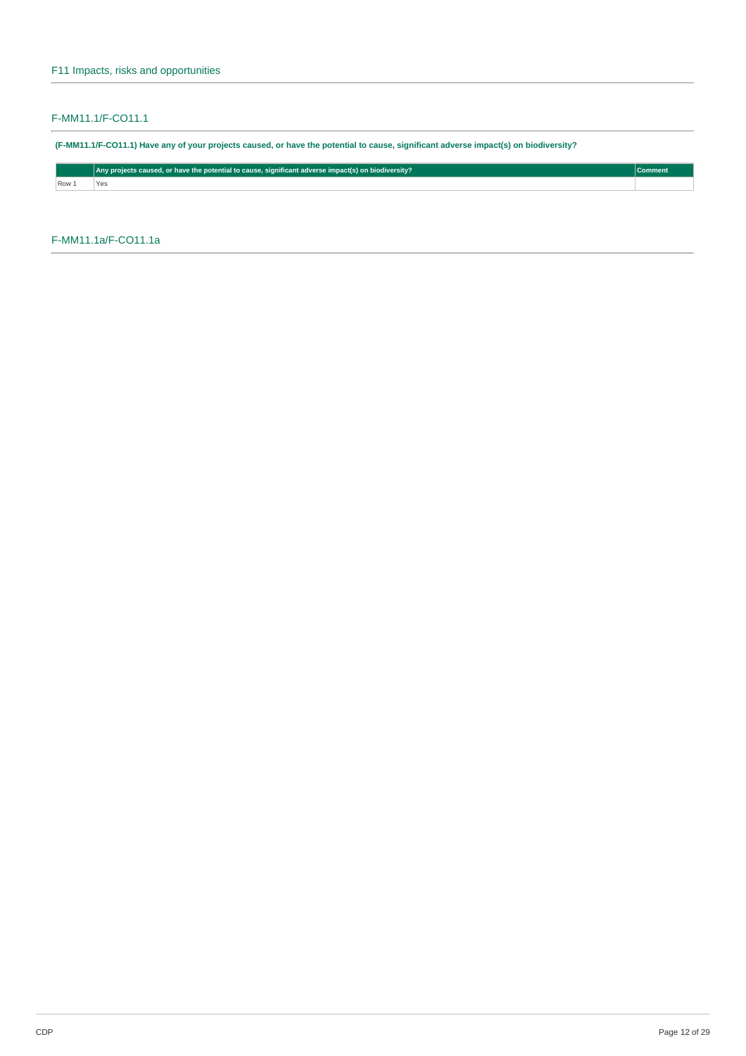## F11 Impacts, risks and opportunities

### F-MM11.1/F-CO11.1

**(F-MM11.1/F-CO11.1) Have any of your projects caused, or have the potential to cause, significant adverse impact(s) on biodiversity?**

| | Any projects caused, or have the potential to cause, significant adverse impact(s) on biodiversity? | Comment |
|---|---|---|
| Row 1 | Yes | |

### F-MM11.1a/F-CO11.1a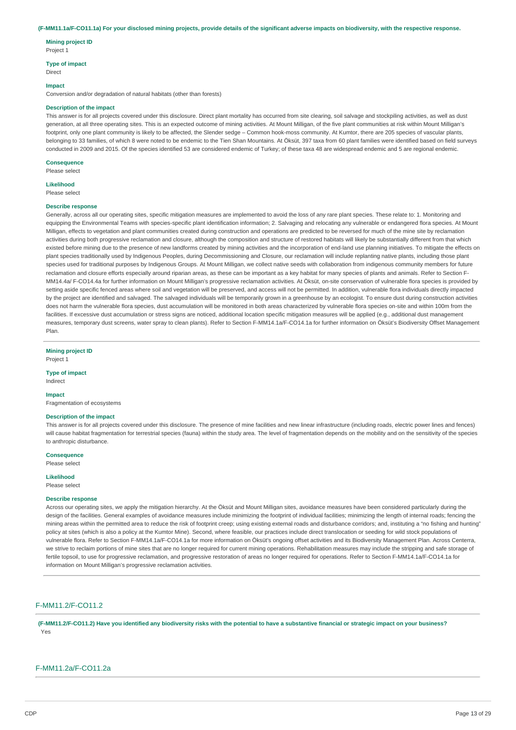**(F-MM11.1a/F-CO11.1a) For your disclosed mining projects, provide details of the significant adverse impacts on biodiversity, with the respective response.**

**Mining project ID**
Project 1

**Type of impact**
Direct

**Impact**
Conversion and/or degradation of natural habitats (other than forests)

**Description of the impact**
This answer is for all projects covered under this disclosure. Direct plant mortality has occurred from site clearing, soil salvage and stockpiling activities, as well as dust generation, at all three operating sites. This is an expected outcome of mining activities. At Mount Milligan, of the five plant communities at risk within Mount Milligan's footprint, only one plant community is likely to be affected, the Slender sedge – Common hook-moss community. At Kumtor, there are 205 species of vascular plants, belonging to 33 families, of which 8 were noted to be endemic to the Tien Shan Mountains. At Öksüt, 397 taxa from 60 plant families were identified based on field surveys conducted in 2009 and 2015. Of the species identified 53 are considered endemic of Turkey; of these taxa 48 are widespread endemic and 5 are regional endemic.

**Consequence**
Please select

**Likelihood**
Please select

**Describe response**
Generally, across all our operating sites, specific mitigation measures are implemented to avoid the loss of any rare plant species. These relate to: 1. Monitoring and equipping the Environmental Teams with species-specific plant identification information; 2. Salvaging and relocating any vulnerable or endangered flora species. At Mount Milligan, effects to vegetation and plant communities created during construction and operations are predicted to be reversed for much of the mine site by reclamation activities during both progressive reclamation and closure, although the composition and structure of restored habitats will likely be substantially different from that which existed before mining due to the presence of new landforms created by mining activities and the incorporation of end-land use planning initiatives. To mitigate the effects on plant species traditionally used by Indigenous Peoples, during Decommissioning and Closure, our reclamation will include replanting native plants, including those plant species used for traditional purposes by Indigenous Groups. At Mount Milligan, we collect native seeds with collaboration from indigenous community members for future reclamation and closure efforts especially around riparian areas, as these can be important as a key habitat for many species of plants and animals. Refer to Section F-MM14.4a/ F-CO14.4a for further information on Mount Milligan's progressive reclamation activities. At Öksüt, on-site conservation of vulnerable flora species is provided by setting aside specific fenced areas where soil and vegetation will be preserved, and access will not be permitted. In addition, vulnerable flora individuals directly impacted by the project are identified and salvaged. The salvaged individuals will be temporarily grown in a greenhouse by an ecologist. To ensure dust during construction activities does not harm the vulnerable flora species, dust accumulation will be monitored in both areas characterized by vulnerable flora species on-site and within 100m from the facilities. If excessive dust accumulation or stress signs are noticed, additional location specific mitigation measures will be applied (e.g., additional dust management measures, temporary dust screens, water spray to clean plants). Refer to Section F-MM14.1a/F-CO14.1a for further information on Öksüt's Biodiversity Offset Management Plan.

**Mining project ID**
Project 1

**Type of impact**
Indirect

**Impact**
Fragmentation of ecosystems

**Description of the impact**
This answer is for all projects covered under this disclosure. The presence of mine facilities and new linear infrastructure (including roads, electric power lines and fences) will cause habitat fragmentation for terrestrial species (fauna) within the study area. The level of fragmentation depends on the mobility and on the sensitivity of the species to anthropic disturbance.

**Consequence**
Please select

**Likelihood**
Please select

**Describe response**
Across our operating sites, we apply the mitigation hierarchy. At the Öksüt and Mount Milligan sites, avoidance measures have been considered particularly during the design of the facilities. General examples of avoidance measures include minimizing the footprint of individual facilities; minimizing the length of internal roads; fencing the mining areas within the permitted area to reduce the risk of footprint creep; using existing external roads and disturbance corridors; and, instituting a "no fishing and hunting" policy at sites (which is also a policy at the Kumtor Mine). Second, where feasible, our practices include direct translocation or seeding for wild stock populations of vulnerable flora. Refer to Section F-MM14.1a/F-CO14.1a for more information on Öksüt's ongoing offset activities and its Biodiversity Management Plan. Across Centerra, we strive to reclaim portions of mine sites that are no longer required for current mining operations. Rehabilitation measures may include the stripping and safe storage of fertile topsoil, to use for progressive reclamation, and progressive restoration of areas no longer required for operations. Refer to Section F-MM14.1a/F-CO14.1a for information on Mount Milligan's progressive reclamation activities.

## F-MM11.2/F-CO11.2

**(F-MM11.2/F-CO11.2) Have you identified any biodiversity risks with the potential to have a substantive financial or strategic impact on your business?**
Yes

## F-MM11.2a/F-CO11.2a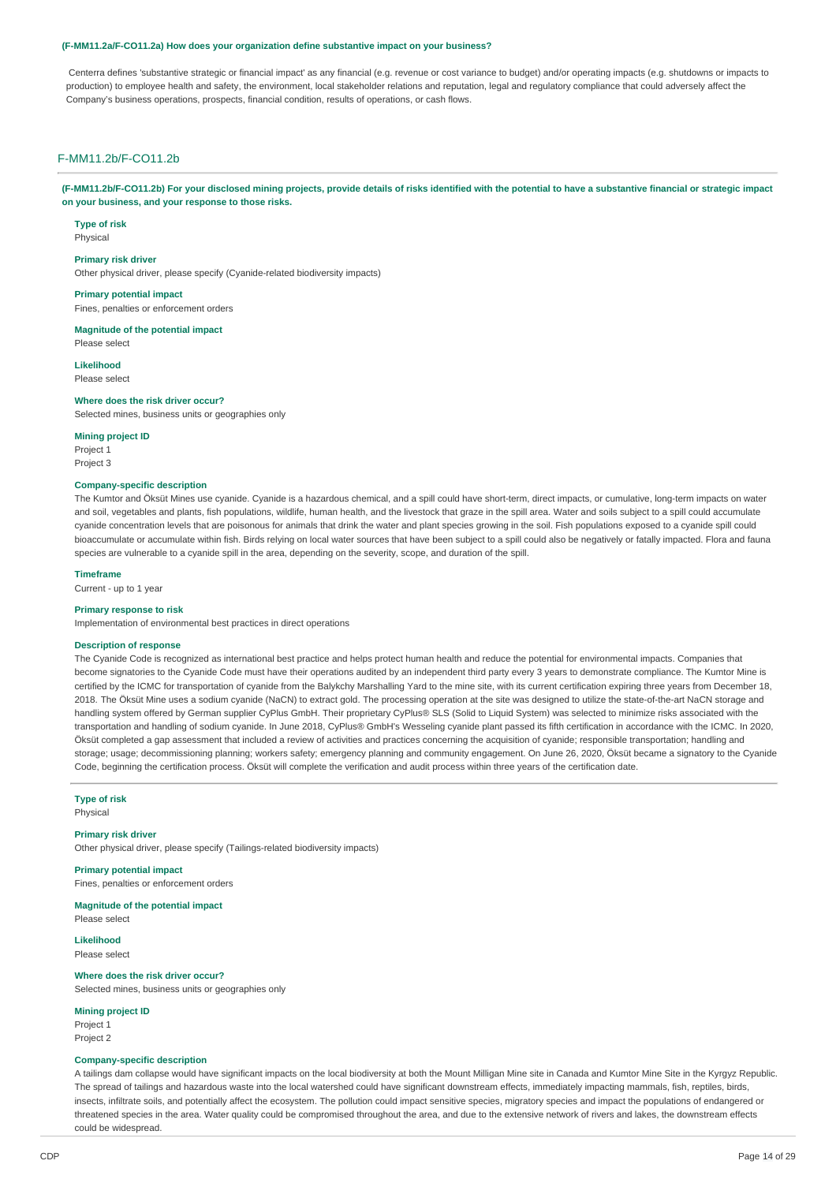**(F-MM11.2a/F-CO11.2a) How does your organization define substantive impact on your business?**

Centerra defines 'substantive strategic or financial impact' as any financial (e.g. revenue or cost variance to budget) and/or operating impacts (e.g. shutdowns or impacts to production) to employee health and safety, the environment, local stakeholder relations and reputation, legal and regulatory compliance that could adversely affect the Company's business operations, prospects, financial condition, results of operations, or cash flows.

## F-MM11.2b/F-CO11.2b

**(F-MM11.2b/F-CO11.2b) For your disclosed mining projects, provide details of risks identified with the potential to have a substantive financial or strategic impact on your business, and your response to those risks.**

**Type of risk**
Physical

**Primary risk driver**
Other physical driver, please specify (Cyanide-related biodiversity impacts)

**Primary potential impact**
Fines, penalties or enforcement orders

**Magnitude of the potential impact**
Please select

**Likelihood**
Please select

**Where does the risk driver occur?**
Selected mines, business units or geographies only

**Mining project ID**
Project 1
Project 3

**Company-specific description**
The Kumtor and Öksüt Mines use cyanide. Cyanide is a hazardous chemical, and a spill could have short-term, direct impacts, or cumulative, long-term impacts on water and soil, vegetables and plants, fish populations, wildlife, human health, and the livestock that graze in the spill area. Water and soils subject to a spill could accumulate cyanide concentration levels that are poisonous for animals that drink the water and plant species growing in the soil. Fish populations exposed to a cyanide spill could bioaccumulate or accumulate within fish. Birds relying on local water sources that have been subject to a spill could also be negatively or fatally impacted. Flora and fauna species are vulnerable to a cyanide spill in the area, depending on the severity, scope, and duration of the spill.

**Timeframe**
Current - up to 1 year

**Primary response to risk**
Implementation of environmental best practices in direct operations

**Description of response**
The Cyanide Code is recognized as international best practice and helps protect human health and reduce the potential for environmental impacts. Companies that become signatories to the Cyanide Code must have their operations audited by an independent third party every 3 years to demonstrate compliance. The Kumtor Mine is certified by the ICMC for transportation of cyanide from the Balykchy Marshalling Yard to the mine site, with its current certification expiring three years from December 18, 2018. The Öksüt Mine uses a sodium cyanide (NaCN) to extract gold. The processing operation at the site was designed to utilize the state-of-the-art NaCN storage and handling system offered by German supplier CyPlus GmbH. Their proprietary CyPlus® SLS (Solid to Liquid System) was selected to minimize risks associated with the transportation and handling of sodium cyanide. In June 2018, CyPlus® GmbH's Wesseling cyanide plant passed its fifth certification in accordance with the ICMC. In 2020, Öksüt completed a gap assessment that included a review of activities and practices concerning the acquisition of cyanide; responsible transportation; handling and storage; usage; decommissioning planning; workers safety; emergency planning and community engagement. On June 26, 2020, Öksüt became a signatory to the Cyanide Code, beginning the certification process. Öksüt will complete the verification and audit process within three years of the certification date.

**Type of risk**
Physical

**Primary risk driver**
Other physical driver, please specify (Tailings-related biodiversity impacts)

**Primary potential impact**
Fines, penalties or enforcement orders

**Magnitude of the potential impact**
Please select

**Likelihood**
Please select

**Where does the risk driver occur?**
Selected mines, business units or geographies only

**Mining project ID**
Project 1
Project 2

**Company-specific description**
A tailings dam collapse would have significant impacts on the local biodiversity at both the Mount Milligan Mine site in Canada and Kumtor Mine Site in the Kyrgyz Republic. The spread of tailings and hazardous waste into the local watershed could have significant downstream effects, immediately impacting mammals, fish, reptiles, birds, insects, infiltrate soils, and potentially affect the ecosystem. The pollution could impact sensitive species, migratory species and impact the populations of endangered or threatened species in the area. Water quality could be compromised throughout the area, and due to the extensive network of rivers and lakes, the downstream effects could be widespread.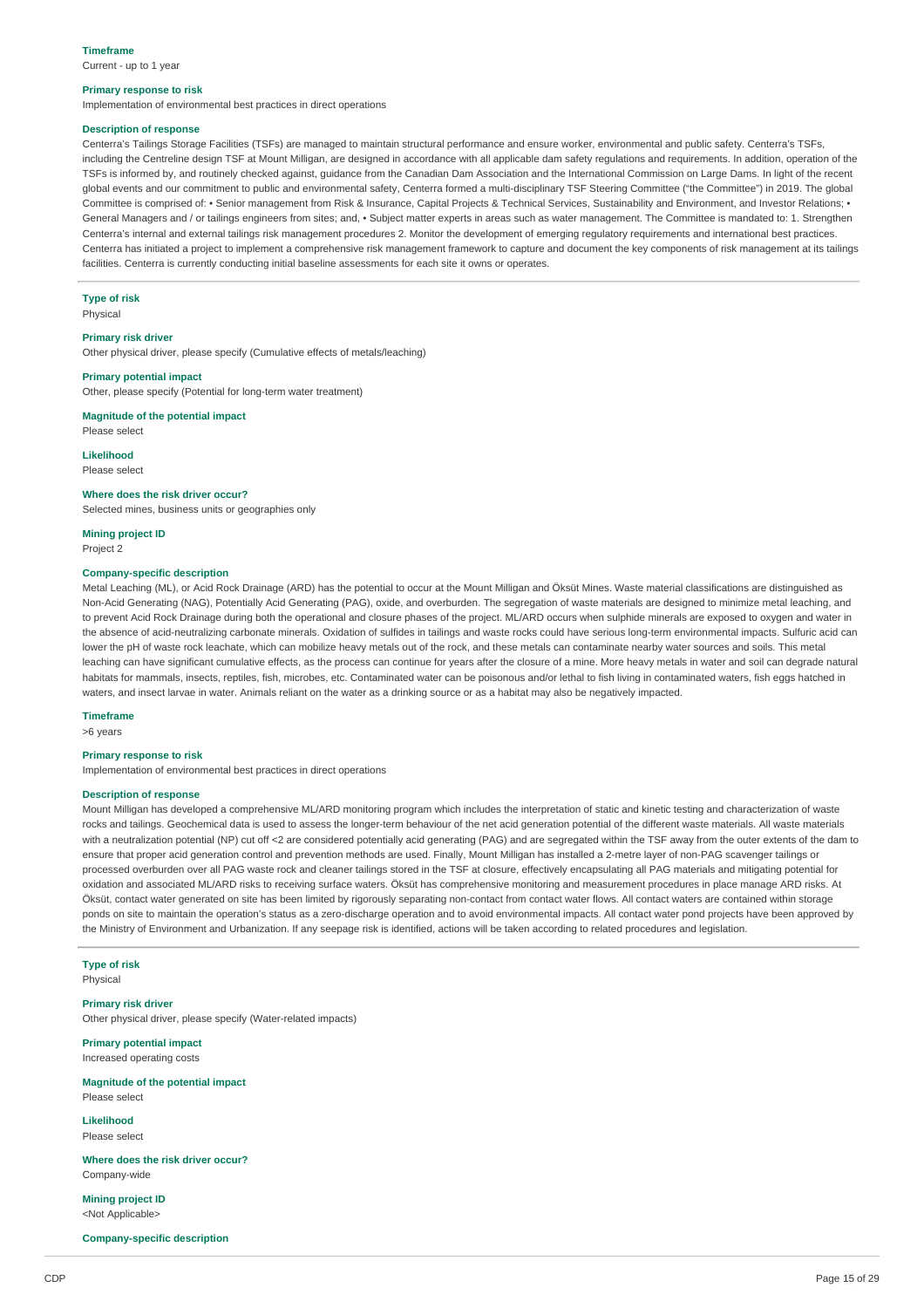**Timeframe**

Current - up to 1 year

**Primary response to risk**

Implementation of environmental best practices in direct operations

**Description of response**

Centerra's Tailings Storage Facilities (TSFs) are managed to maintain structural performance and ensure worker, environmental and public safety. Centerra's TSFs, including the Centreline design TSF at Mount Milligan, are designed in accordance with all applicable dam safety regulations and requirements. In addition, operation of the TSFs is informed by, and routinely checked against, guidance from the Canadian Dam Association and the International Commission on Large Dams. In light of the recent global events and our commitment to public and environmental safety, Centerra formed a multi-disciplinary TSF Steering Committee ("the Committee") in 2019. The global Committee is comprised of: • Senior management from Risk & Insurance, Capital Projects & Technical Services, Sustainability and Environment, and Investor Relations; • General Managers and / or tailings engineers from sites; and, • Subject matter experts in areas such as water management. The Committee is mandated to: 1. Strengthen Centerra's internal and external tailings risk management procedures 2. Monitor the development of emerging regulatory requirements and international best practices. Centerra has initiated a project to implement a comprehensive risk management framework to capture and document the key components of risk management at its tailings facilities. Centerra is currently conducting initial baseline assessments for each site it owns or operates.

---

**Type of risk**

Physical

**Primary risk driver**

Other physical driver, please specify (Cumulative effects of metals/leaching)

**Primary potential impact**

Other, please specify (Potential for long-term water treatment)

**Magnitude of the potential impact**

Please select

**Likelihood**

Please select

**Where does the risk driver occur?**

Selected mines, business units or geographies only

**Mining project ID**

Project 2

**Company-specific description**

Metal Leaching (ML), or Acid Rock Drainage (ARD) has the potential to occur at the Mount Milligan and Öksüt Mines. Waste material classifications are distinguished as Non-Acid Generating (NAG), Potentially Acid Generating (PAG), oxide, and overburden. The segregation of waste materials are designed to minimize metal leaching, and to prevent Acid Rock Drainage during both the operational and closure phases of the project. ML/ARD occurs when sulphide minerals are exposed to oxygen and water in the absence of acid-neutralizing carbonate minerals. Oxidation of sulfides in tailings and waste rocks could have serious long-term environmental impacts. Sulfuric acid can lower the pH of waste rock leachate, which can mobilize heavy metals out of the rock, and these metals can contaminate nearby water sources and soils. This metal leaching can have significant cumulative effects, as the process can continue for years after the closure of a mine. More heavy metals in water and soil can degrade natural habitats for mammals, insects, reptiles, fish, microbes, etc. Contaminated water can be poisonous and/or lethal to fish living in contaminated waters, fish eggs hatched in waters, and insect larvae in water. Animals reliant on the water as a drinking source or as a habitat may also be negatively impacted.

**Timeframe**

>6 years

**Primary response to risk**

Implementation of environmental best practices in direct operations

**Description of response**

Mount Milligan has developed a comprehensive ML/ARD monitoring program which includes the interpretation of static and kinetic testing and characterization of waste rocks and tailings. Geochemical data is used to assess the longer-term behaviour of the net acid generation potential of the different waste materials. All waste materials with a neutralization potential (NP) cut off <2 are considered potentially acid generating (PAG) and are segregated within the TSF away from the outer extents of the dam to ensure that proper acid generation control and prevention methods are used. Finally, Mount Milligan has installed a 2-metre layer of non-PAG scavenger tailings or processed overburden over all PAG waste rock and cleaner tailings stored in the TSF at closure, effectively encapsulating all PAG materials and mitigating potential for oxidation and associated ML/ARD risks to receiving surface waters. Öksüt has comprehensive monitoring and measurement procedures in place manage ARD risks. At Öksüt, contact water generated on site has been limited by rigorously separating non-contact from contact water flows. All contact waters are contained within storage ponds on site to maintain the operation's status as a zero-discharge operation and to avoid environmental impacts. All contact water pond projects have been approved by the Ministry of Environment and Urbanization. If any seepage risk is identified, actions will be taken according to related procedures and legislation.

---

**Type of risk**

Physical

**Primary risk driver**

Other physical driver, please specify (Water-related impacts)

**Primary potential impact**

Increased operating costs

**Magnitude of the potential impact**

Please select

**Likelihood**

Please select

**Where does the risk driver occur?**

Company-wide

**Mining project ID**

<Not Applicable>

**Company-specific description**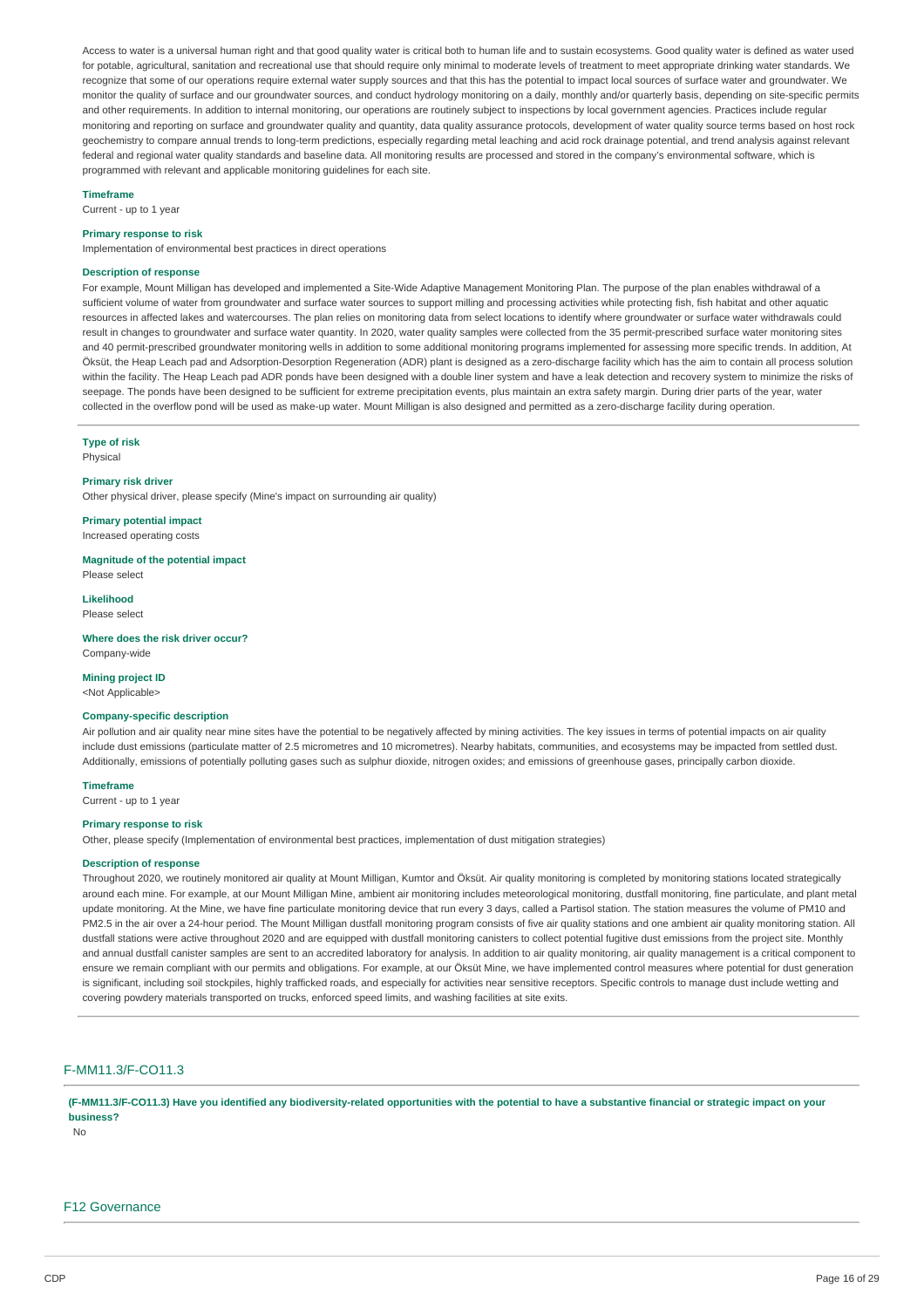Access to water is a universal human right and that good quality water is critical both to human life and to sustain ecosystems. Good quality water is defined as water used for potable, agricultural, sanitation and recreational use that should require only minimal to moderate levels of treatment to meet appropriate drinking water standards. We recognize that some of our operations require external water supply sources and that this has the potential to impact local sources of surface water and groundwater. We monitor the quality of surface and our groundwater sources, and conduct hydrology monitoring on a daily, monthly and/or quarterly basis, depending on site-specific permits and other requirements. In addition to internal monitoring, our operations are routinely subject to inspections by local government agencies. Practices include regular monitoring and reporting on surface and groundwater quality and quantity, data quality assurance protocols, development of water quality source terms based on host rock geochemistry to compare annual trends to long-term predictions, especially regarding metal leaching and acid rock drainage potential, and trend analysis against relevant federal and regional water quality standards and baseline data. All monitoring results are processed and stored in the company's environmental software, which is programmed with relevant and applicable monitoring guidelines for each site.

**Timeframe**

Current - up to 1 year

**Primary response to risk**

Implementation of environmental best practices in direct operations

**Description of response**

For example, Mount Milligan has developed and implemented a Site-Wide Adaptive Management Monitoring Plan. The purpose of the plan enables withdrawal of a sufficient volume of water from groundwater and surface water sources to support milling and processing activities while protecting fish, fish habitat and other aquatic resources in affected lakes and watercourses. The plan relies on monitoring data from select locations to identify where groundwater or surface water withdrawals could result in changes to groundwater and surface water quantity. In 2020, water quality samples were collected from the 35 permit-prescribed surface water monitoring sites and 40 permit-prescribed groundwater monitoring wells in addition to some additional monitoring programs implemented for assessing more specific trends. In addition, At Öksüt, the Heap Leach pad and Adsorption-Desorption Regeneration (ADR) plant is designed as a zero-discharge facility which has the aim to contain all process solution within the facility. The Heap Leach pad ADR ponds have been designed with a double liner system and have a leak detection and recovery system to minimize the risks of seepage. The ponds have been designed to be sufficient for extreme precipitation events, plus maintain an extra safety margin. During drier parts of the year, water collected in the overflow pond will be used as make-up water. Mount Milligan is also designed and permitted as a zero-discharge facility during operation.

---

**Type of risk**

Physical

**Primary risk driver**

Other physical driver, please specify (Mine's impact on surrounding air quality)

**Primary potential impact**

Increased operating costs

**Magnitude of the potential impact**

Please select

**Likelihood**

Please select

**Where does the risk driver occur?**

Company-wide

**Mining project ID**

<Not Applicable>

**Company-specific description**

Air pollution and air quality near mine sites have the potential to be negatively affected by mining activities. The key issues in terms of potential impacts on air quality include dust emissions (particulate matter of 2.5 micrometres and 10 micrometres). Nearby habitats, communities, and ecosystems may be impacted from settled dust. Additionally, emissions of potentially polluting gases such as sulphur dioxide, nitrogen oxides; and emissions of greenhouse gases, principally carbon dioxide.

**Timeframe**

Current - up to 1 year

**Primary response to risk**

Other, please specify (Implementation of environmental best practices, implementation of dust mitigation strategies)

**Description of response**

Throughout 2020, we routinely monitored air quality at Mount Milligan, Kumtor and Öksüt. Air quality monitoring is completed by monitoring stations located strategically around each mine. For example, at our Mount Milligan Mine, ambient air monitoring includes meteorological monitoring, dustfall monitoring, fine particulate, and plant metal update monitoring. At the Mine, we have fine particulate monitoring device that run every 3 days, called a Partisol station. The station measures the volume of PM10 and PM2.5 in the air over a 24-hour period. The Mount Milligan dustfall monitoring program consists of five air quality stations and one ambient air quality monitoring station. All dustfall stations were active throughout 2020 and are equipped with dustfall monitoring canisters to collect potential fugitive dust emissions from the project site. Monthly and annual dustfall canister samples are sent to an accredited laboratory for analysis. In addition to air quality monitoring, air quality management is a critical component to ensure we remain compliant with our permits and obligations. For example, at our Öksüt Mine, we have implemented control measures where potential for dust generation is significant, including soil stockpiles, highly trafficked roads, and especially for activities near sensitive receptors. Specific controls to manage dust include wetting and covering powdery materials transported on trucks, enforced speed limits, and washing facilities at site exits.

---

## F-MM11.3/F-CO11.3

**(F-MM11.3/F-CO11.3) Have you identified any biodiversity-related opportunities with the potential to have a substantive financial or strategic impact on your business?**

No

## F12 Governance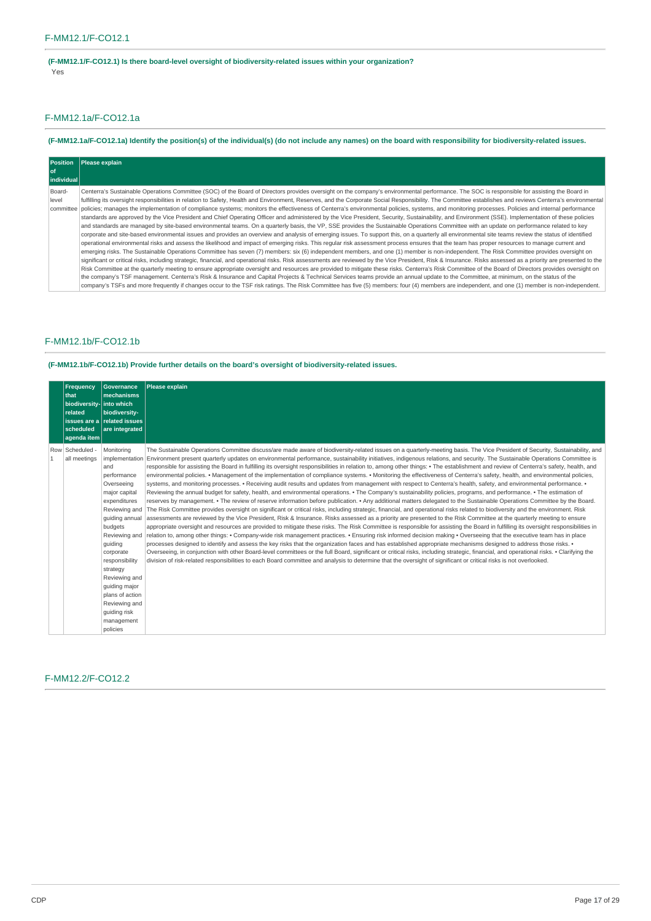## F-MM12.1/F-CO12.1

**(F-MM12.1/F-CO12.1) Is there board-level oversight of biodiversity-related issues within your organization?**

Yes

## F-MM12.1a/F-CO12.1a

**(F-MM12.1a/F-CO12.1a) Identify the position(s) of the individual(s) (do not include any names) on the board with responsibility for biodiversity-related issues.**

| Position of individual | Please explain |
|---|---|
| Board-level committee | Centerra's Sustainable Operations Committee (SOC) of the Board of Directors provides oversight on the company's environmental performance. The SOC is responsible for assisting the Board in fulfilling its oversight responsibilities in relation to Safety, Health and Environment, Reserves, and the Corporate Social Responsibility. The Committee establishes and reviews Centerra's environmental policies; manages the implementation of compliance systems; monitors the effectiveness of Centerra's environmental policies, systems, and monitoring processes. Policies and internal performance standards are approved by the Vice President and Chief Operating Officer and administered by the Vice President, Security, Sustainability, and Environment (SSE). Implementation of these policies and standards are managed by site-based environmental teams. On a quarterly basis, the VP, SSE provides the Sustainable Operations Committee with an update on performance related to key corporate and site-based environmental issues and provides an overview and analysis of emerging issues. To support this, on a quarterly all environmental site teams review the status of identified operational environmental risks and assess the likelihood and impact of emerging risks. This regular risk assessment process ensures that the team has proper resources to manage current and emerging risks. The Sustainable Operations Committee has seven (7) members: six (6) independent members, and one (1) member is non-independent. The Risk Committee provides oversight on significant or critical risks, including strategic, financial, and operational risks. Risk assessments are reviewed by the Vice President, Risk & Insurance. Risks assessed as a priority are presented to the Risk Committee at the quarterly meeting to ensure appropriate oversight and resources are provided to mitigate these risks. Centerra's Risk Committee of the Board of Directors provides oversight on the company's TSF management. Centerra's Risk & Insurance and Capital Projects & Technical Services teams provide an annual update to the Committee, at minimum, on the status of the company's TSFs and more frequently if changes occur to the TSF risk ratings. The Risk Committee has five (5) members: four (4) members are independent, and one (1) member is non-independent. |

## F-MM12.1b/F-CO12.1b

**(F-MM12.1b/F-CO12.1b) Provide further details on the board's oversight of biodiversity-related issues.**

| | Frequency that biodiversity-related issues are a scheduled agenda item | Governance mechanisms into which biodiversity-related issues are integrated | Please explain |
|---|---|---|---|
| Row 1 | Scheduled - all meetings | Monitoring implementation and performance<br>Overseeing major capital expenditures<br>Reviewing and guiding annual budgets<br>Reviewing and guiding corporate responsibility strategy<br>Reviewing and guiding major plans of action<br>Reviewing and guiding risk management policies | The Sustainable Operations Committee discuss/are made aware of biodiversity-related issues on a quarterly-meeting basis. The Vice President of Security, Sustainability, and Environment present quarterly updates on environmental performance, sustainability initiatives, indigenous relations, and security. The Sustainable Operations Committee is responsible for assisting the Board in fulfilling its oversight responsibilities in relation to, among other things: • The establishment and review of Centerra's safety, health, and environmental policies. • Management of the implementation of compliance systems. • Monitoring the effectiveness of Centerra's safety, health, and environmental policies, systems, and monitoring processes. • Receiving audit results and updates from management with respect to Centerra's health, safety, and environmental performance. • Reviewing the annual budget for safety, health, and environmental operations. • The Company's sustainability policies, programs, and performance. • The estimation of reserves by management. • The review of reserve information before publication. • Any additional matters delegated to the Sustainable Operations Committee by the Board. The Risk Committee provides oversight on significant or critical risks, including strategic, financial, and operational risks related to biodiversity and the environment. Risk assessments are reviewed by the Vice President, Risk & Insurance. Risks assessed as a priority are presented to the Risk Committee at the quarterly meeting to ensure appropriate oversight and resources are provided to mitigate these risks. The Risk Committee is responsible for assisting the Board in fulfilling its oversight responsibilities in relation to, among other things: • Company-wide risk management practices. • Ensuring risk informed decision making • Overseeing that the executive team has in place processes designed to identify and assess the key risks that the organization faces and has established appropriate mechanisms designed to address those risks. • Overseeing, in conjunction with other Board-level committees or the full Board, significant or critical risks, including strategic, financial, and operational risks. • Clarifying the division of risk-related responsibilities to each Board committee and analysis to determine that the oversight of significant or critical risks is not overlooked. |

## F-MM12.2/F-CO12.2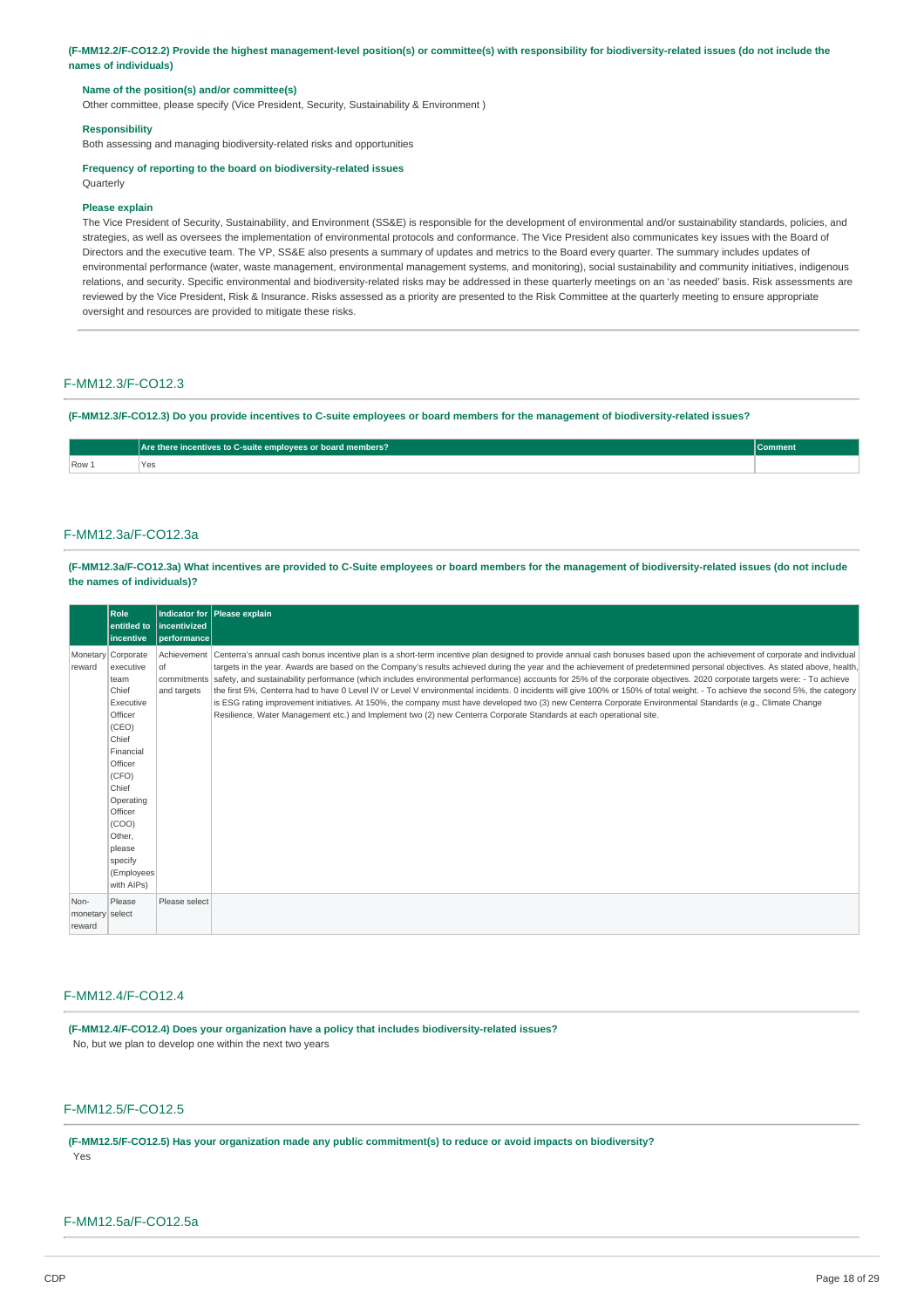**(F-MM12.2/F-CO12.2) Provide the highest management-level position(s) or committee(s) with responsibility for biodiversity-related issues (do not include the names of individuals)**

**Name of the position(s) and/or committee(s)**

Other committee, please specify (Vice President, Security, Sustainability & Environment )

**Responsibility**

Both assessing and managing biodiversity-related risks and opportunities

**Frequency of reporting to the board on biodiversity-related issues**

Quarterly

**Please explain**

The Vice President of Security, Sustainability, and Environment (SS&E) is responsible for the development of environmental and/or sustainability standards, policies, and strategies, as well as oversees the implementation of environmental protocols and conformance. The Vice President also communicates key issues with the Board of Directors and the executive team. The VP, SS&E also presents a summary of updates and metrics to the Board every quarter. The summary includes updates of environmental performance (water, waste management, environmental management systems, and monitoring), social sustainability and community initiatives, indigenous relations, and security. Specific environmental and biodiversity-related risks may be addressed in these quarterly meetings on an 'as needed' basis. Risk assessments are reviewed by the Vice President, Risk & Insurance. Risks assessed as a priority are presented to the Risk Committee at the quarterly meeting to ensure appropriate oversight and resources are provided to mitigate these risks.

## F-MM12.3/F-CO12.3

**(F-MM12.3/F-CO12.3) Do you provide incentives to C-suite employees or board members for the management of biodiversity-related issues?**

| | Are there incentives to C-suite employees or board members? | Comment |
|---|---|---|
| Row 1 | Yes | |

## F-MM12.3a/F-CO12.3a

**(F-MM12.3a/F-CO12.3a) What incentives are provided to C-Suite employees or board members for the management of biodiversity-related issues (do not include the names of individuals)?**

| | Role entitled to incentive | Indicator for incentivized performance | Please explain |
|---|---|---|---|
| Monetary reward | Corporate executive team<br>Chief Executive Officer (CEO)<br>Chief Financial Officer (CFO)<br>Chief Operating Officer (COO)<br>Other, please specify (Employees with AIPs) | Achievement of commitments and targets | Centerra's annual cash bonus incentive plan is a short-term incentive plan designed to provide annual cash bonuses based upon the achievement of corporate and individual targets in the year. Awards are based on the Company's results achieved during the year and the achievement of predetermined personal objectives. As stated above, health, safety, and sustainability performance (which includes environmental performance) accounts for 25% of the corporate objectives. 2020 corporate targets were: - To achieve the first 5%, Centerra had to have 0 Level IV or Level V environmental incidents. 0 incidents will give 100% or 150% of total weight. - To achieve the second 5%, the category is ESG rating improvement initiatives. At 150%, the company must have developed two (3) new Centerra Corporate Environmental Standards (e.g., Climate Change Resilience, Water Management etc.) and Implement two (2) new Centerra Corporate Standards at each operational site. |
| Non-monetary reward | Please select | Please select | |

## F-MM12.4/F-CO12.4

**(F-MM12.4/F-CO12.4) Does your organization have a policy that includes biodiversity-related issues?**

No, but we plan to develop one within the next two years

## F-MM12.5/F-CO12.5

**(F-MM12.5/F-CO12.5) Has your organization made any public commitment(s) to reduce or avoid impacts on biodiversity?**

Yes

## F-MM12.5a/F-CO12.5a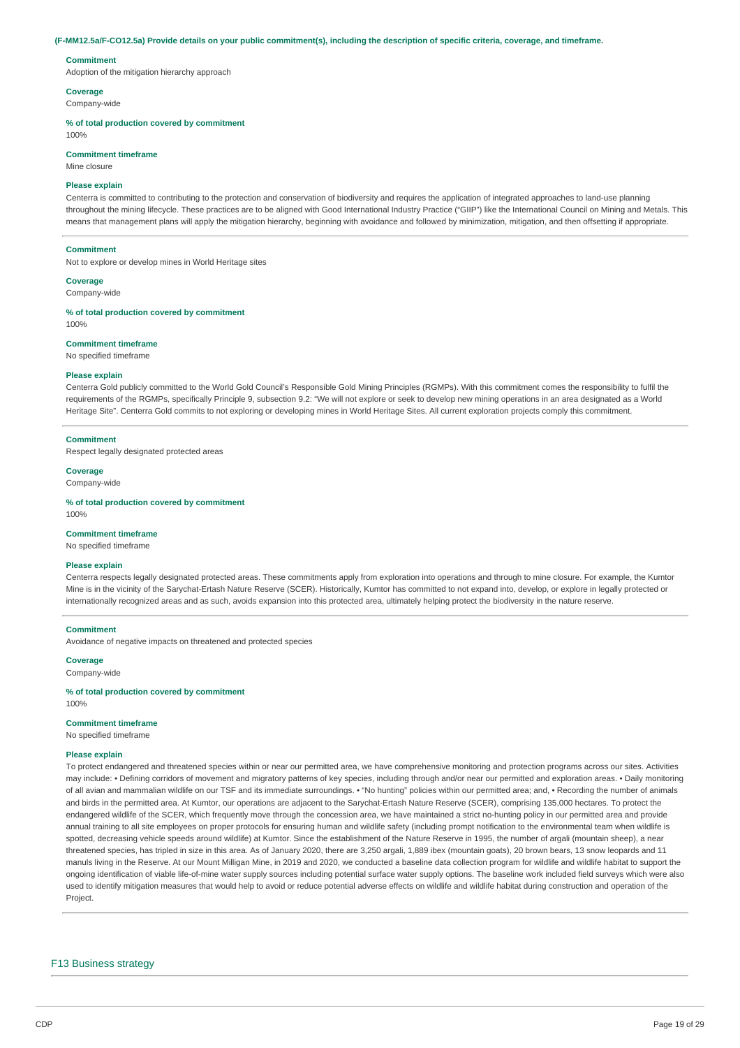**(F-MM12.5a/F-CO12.5a) Provide details on your public commitment(s), including the description of specific criteria, coverage, and timeframe.**

**Commitment**
Adoption of the mitigation hierarchy approach

**Coverage**
Company-wide

**% of total production covered by commitment**
100%

**Commitment timeframe**
Mine closure

**Please explain**
Centerra is committed to contributing to the protection and conservation of biodiversity and requires the application of integrated approaches to land-use planning throughout the mining lifecycle. These practices are to be aligned with Good International Industry Practice ("GIIP") like the International Council on Mining and Metals. This means that management plans will apply the mitigation hierarchy, beginning with avoidance and followed by minimization, mitigation, and then offsetting if appropriate.

---

**Commitment**
Not to explore or develop mines in World Heritage sites

**Coverage**
Company-wide

**% of total production covered by commitment**
100%

**Commitment timeframe**
No specified timeframe

**Please explain**
Centerra Gold publicly committed to the World Gold Council's Responsible Gold Mining Principles (RGMPs). With this commitment comes the responsibility to fulfil the requirements of the RGMPs, specifically Principle 9, subsection 9.2: "We will not explore or seek to develop new mining operations in an area designated as a World Heritage Site". Centerra Gold commits to not exploring or developing mines in World Heritage Sites. All current exploration projects comply this commitment.

---

**Commitment**
Respect legally designated protected areas

**Coverage**
Company-wide

**% of total production covered by commitment**
100%

**Commitment timeframe**
No specified timeframe

**Please explain**
Centerra respects legally designated protected areas. These commitments apply from exploration into operations and through to mine closure. For example, the Kumtor Mine is in the vicinity of the Sarychat-Ertash Nature Reserve (SCER). Historically, Kumtor has committed to not expand into, develop, or explore in legally protected or internationally recognized areas and as such, avoids expansion into this protected area, ultimately helping protect the biodiversity in the nature reserve.

---

**Commitment**
Avoidance of negative impacts on threatened and protected species

**Coverage**
Company-wide

**% of total production covered by commitment**
100%

**Commitment timeframe**
No specified timeframe

**Please explain**
To protect endangered and threatened species within or near our permitted area, we have comprehensive monitoring and protection programs across our sites. Activities may include: • Defining corridors of movement and migratory patterns of key species, including through and/or near our permitted and exploration areas. • Daily monitoring of all avian and mammalian wildlife on our TSF and its immediate surroundings. • "No hunting" policies within our permitted area; and, • Recording the number of animals and birds in the permitted area. At Kumtor, our operations are adjacent to the Sarychat-Ertash Nature Reserve (SCER), comprising 135,000 hectares. To protect the endangered wildlife of the SCER, which frequently move through the concession area, we have maintained a strict no-hunting policy in our permitted area and provide annual training to all site employees on proper protocols for ensuring human and wildlife safety (including prompt notification to the environmental team when wildlife is spotted, decreasing vehicle speeds around wildlife) at Kumtor. Since the establishment of the Nature Reserve in 1995, the number of argali (mountain sheep), a near threatened species, has tripled in size in this area. As of January 2020, there are 3,250 argali, 1,889 ibex (mountain goats), 20 brown bears, 13 snow leopards and 11 manuls living in the Reserve. At our Mount Milligan Mine, in 2019 and 2020, we conducted a baseline data collection program for wildlife and wildlife habitat to support the ongoing identification of viable life-of-mine water supply sources including potential surface water supply options. The baseline work included field surveys which were also used to identify mitigation measures that would help to avoid or reduce potential adverse effects on wildlife and wildlife habitat during construction and operation of the Project.

---

## F13 Business strategy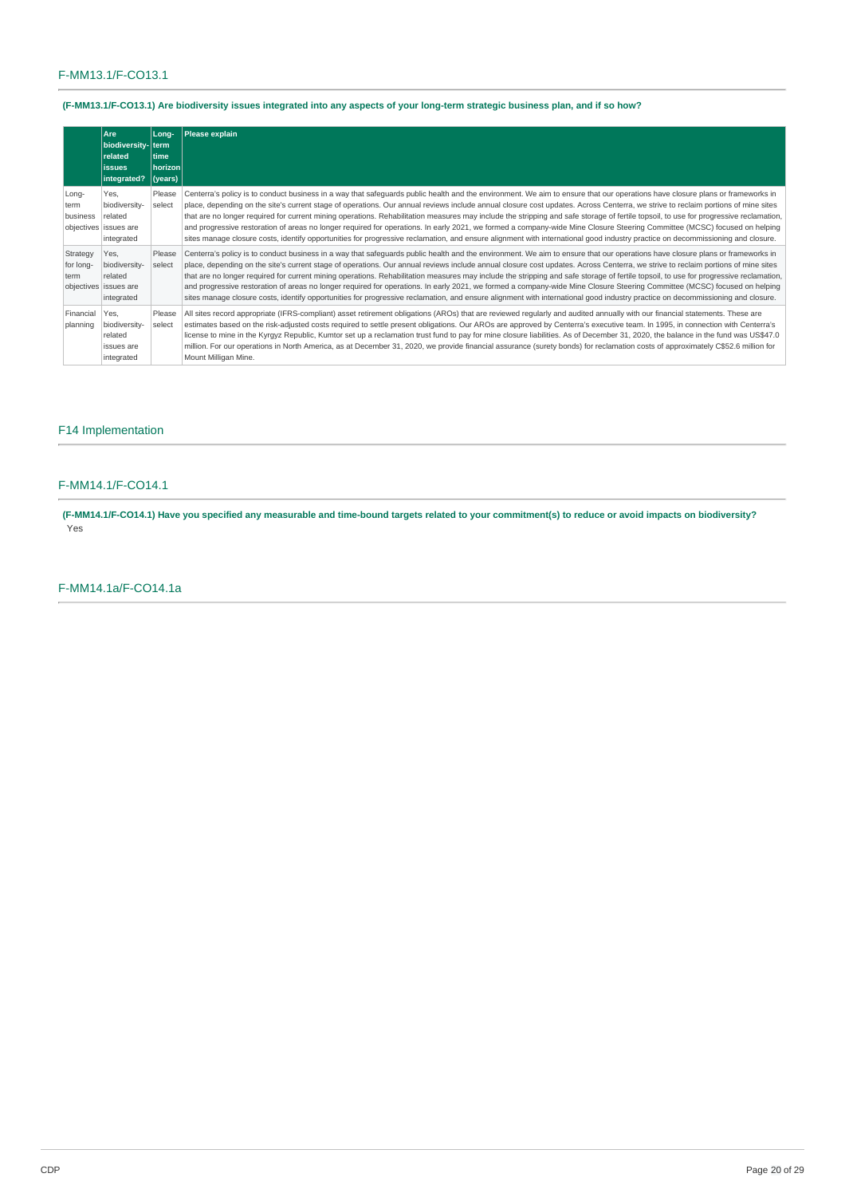## F-MM13.1/F-CO13.1

**(F-MM13.1/F-CO13.1) Are biodiversity issues integrated into any aspects of your long-term strategic business plan, and if so how?**

| | Are biodiversity-related issues integrated? | Long-term time horizon (years) | Please explain |
|---|---|---|---|
| Long-term business objectives | Yes, biodiversity-related issues are integrated | Please select | Centerra's policy is to conduct business in a way that safeguards public health and the environment. We aim to ensure that our operations have closure plans or frameworks in place, depending on the site's current stage of operations. Our annual reviews include annual closure cost updates. Across Centerra, we strive to reclaim portions of mine sites that are no longer required for current mining operations. Rehabilitation measures may include the stripping and safe storage of fertile topsoil, to use for progressive reclamation, and progressive restoration of areas no longer required for operations. In early 2021, we formed a company-wide Mine Closure Steering Committee (MCSC) focused on helping sites manage closure costs, identify opportunities for progressive reclamation, and ensure alignment with international good industry practice on decommissioning and closure. |
| Strategy for long-term objectives | Yes, biodiversity-related issues are integrated | Please select | Centerra's policy is to conduct business in a way that safeguards public health and the environment. We aim to ensure that our operations have closure plans or frameworks in place, depending on the site's current stage of operations. Our annual reviews include annual closure cost updates. Across Centerra, we strive to reclaim portions of mine sites that are no longer required for current mining operations. Rehabilitation measures may include the stripping and safe storage of fertile topsoil, to use for progressive reclamation, and progressive restoration of areas no longer required for operations. In early 2021, we formed a company-wide Mine Closure Steering Committee (MCSC) focused on helping sites manage closure costs, identify opportunities for progressive reclamation, and ensure alignment with international good industry practice on decommissioning and closure. |
| Financial planning | Yes, biodiversity-related issues are integrated | Please select | All sites record appropriate (IFRS-compliant) asset retirement obligations (AROs) that are reviewed regularly and audited annually with our financial statements. These are estimates based on the risk-adjusted costs required to settle present obligations. Our AROs are approved by Centerra's executive team. In 1995, in connection with Centerra's license to mine in the Kyrgyz Republic, Kumtor set up a reclamation trust fund to pay for mine closure liabilities. As of December 31, 2020, the balance in the fund was US$47.0 million. For our operations in North America, as at December 31, 2020, we provide financial assurance (surety bonds) for reclamation costs of approximately C$52.6 million for Mount Milligan Mine. |

# F14 Implementation

## F-MM14.1/F-CO14.1

**(F-MM14.1/F-CO14.1) Have you specified any measurable and time-bound targets related to your commitment(s) to reduce or avoid impacts on biodiversity?**

Yes

## F-MM14.1a/F-CO14.1a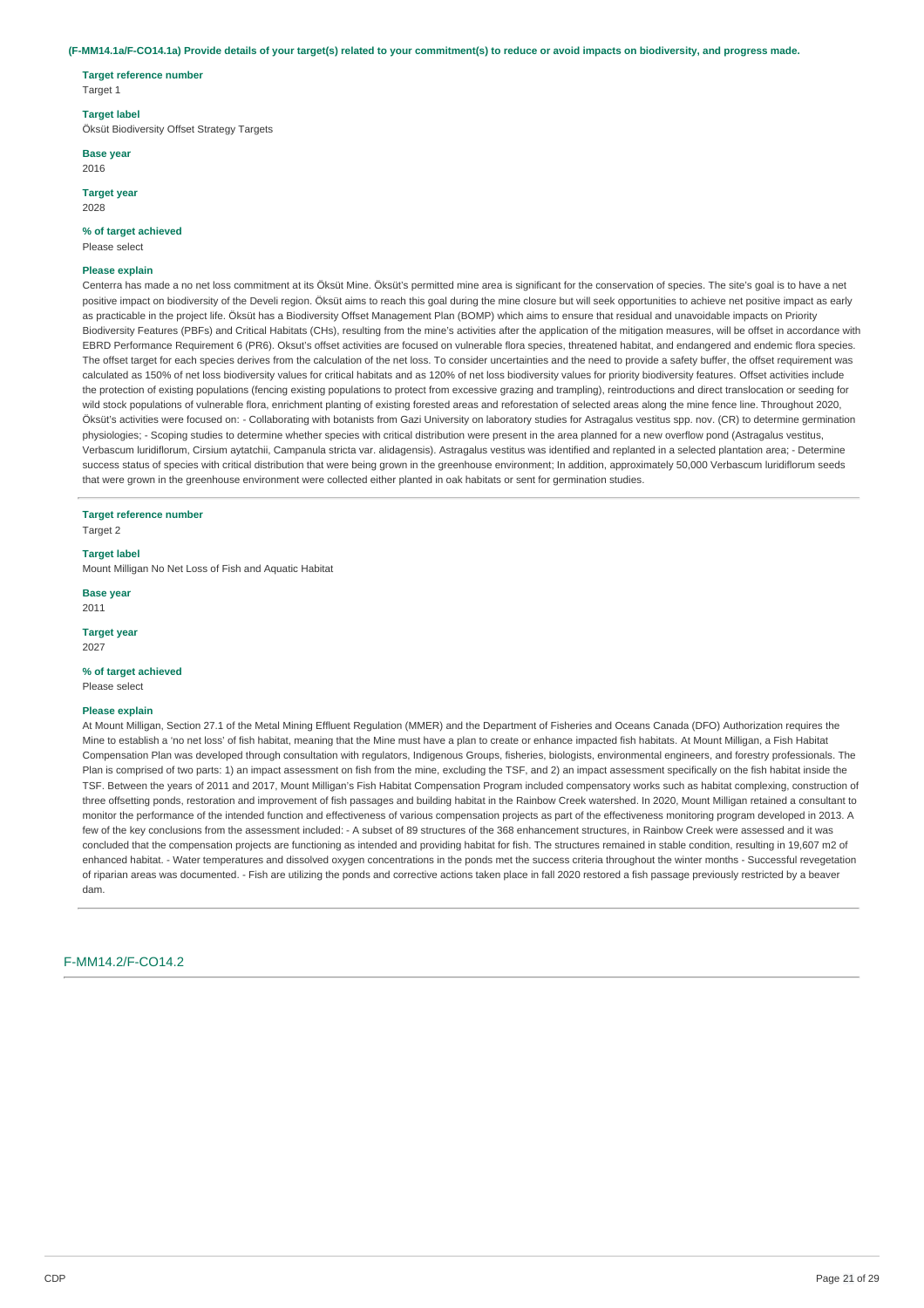**(F-MM14.1a/F-CO14.1a) Provide details of your target(s) related to your commitment(s) to reduce or avoid impacts on biodiversity, and progress made.**

**Target reference number**
Target 1

**Target label**
Öksüt Biodiversity Offset Strategy Targets

**Base year**
2016

**Target year**
2028

**% of target achieved**
Please select

**Please explain**
Centerra has made a no net loss commitment at its Öksüt Mine. Öksüt's permitted mine area is significant for the conservation of species. The site's goal is to have a net positive impact on biodiversity of the Develi region. Öksüt aims to reach this goal during the mine closure but will seek opportunities to achieve net positive impact as early as practicable in the project life. Öksüt has a Biodiversity Offset Management Plan (BOMP) which aims to ensure that residual and unavoidable impacts on Priority Biodiversity Features (PBFs) and Critical Habitats (CHs), resulting from the mine's activities after the application of the mitigation measures, will be offset in accordance with EBRD Performance Requirement 6 (PR6). Oksut's offset activities are focused on vulnerable flora species, threatened habitat, and endangered and endemic flora species. The offset target for each species derives from the calculation of the net loss. To consider uncertainties and the need to provide a safety buffer, the offset requirement was calculated as 150% of net loss biodiversity values for critical habitats and as 120% of net loss biodiversity values for priority biodiversity features. Offset activities include the protection of existing populations (fencing existing populations to protect from excessive grazing and trampling), reintroductions and direct translocation or seeding for wild stock populations of vulnerable flora, enrichment planting of existing forested areas and reforestation of selected areas along the mine fence line. Throughout 2020, Öksüt's activities were focused on: - Collaborating with botanists from Gazi University on laboratory studies for Astragalus vestitus spp. nov. (CR) to determine germination physiologies; - Scoping studies to determine whether species with critical distribution were present in the area planned for a new overflow pond (Astragalus vestitus, Verbascum luridiflorum, Cirsium aytatchii, Campanula stricta var. alidagensis). Astragalus vestitus was identified and replanted in a selected plantation area; - Determine success status of species with critical distribution that were being grown in the greenhouse environment; In addition, approximately 50,000 Verbascum luridiflorum seeds that were grown in the greenhouse environment were collected either planted in oak habitats or sent for germination studies.

**Target reference number**
Target 2

**Target label**
Mount Milligan No Net Loss of Fish and Aquatic Habitat

**Base year**
2011

**Target year**
2027

**% of target achieved**
Please select

**Please explain**
At Mount Milligan, Section 27.1 of the Metal Mining Effluent Regulation (MMER) and the Department of Fisheries and Oceans Canada (DFO) Authorization requires the Mine to establish a 'no net loss' of fish habitat, meaning that the Mine must have a plan to create or enhance impacted fish habitats. At Mount Milligan, a Fish Habitat Compensation Plan was developed through consultation with regulators, Indigenous Groups, fisheries, biologists, environmental engineers, and forestry professionals. The Plan is comprised of two parts: 1) an impact assessment on fish from the mine, excluding the TSF, and 2) an impact assessment specifically on the fish habitat inside the TSF. Between the years of 2011 and 2017, Mount Milligan's Fish Habitat Compensation Program included compensatory works such as habitat complexing, construction of three offsetting ponds, restoration and improvement of fish passages and building habitat in the Rainbow Creek watershed. In 2020, Mount Milligan retained a consultant to monitor the performance of the intended function and effectiveness of various compensation projects as part of the effectiveness monitoring program developed in 2013. A few of the key conclusions from the assessment included: - A subset of 89 structures of the 368 enhancement structures, in Rainbow Creek were assessed and it was concluded that the compensation projects are functioning as intended and providing habitat for fish. The structures remained in stable condition, resulting in 19,607 m2 of enhanced habitat. - Water temperatures and dissolved oxygen concentrations in the ponds met the success criteria throughout the winter months - Successful revegetation of riparian areas was documented. - Fish are utilizing the ponds and corrective actions taken place in fall 2020 restored a fish passage previously restricted by a beaver dam.

## F-MM14.2/F-CO14.2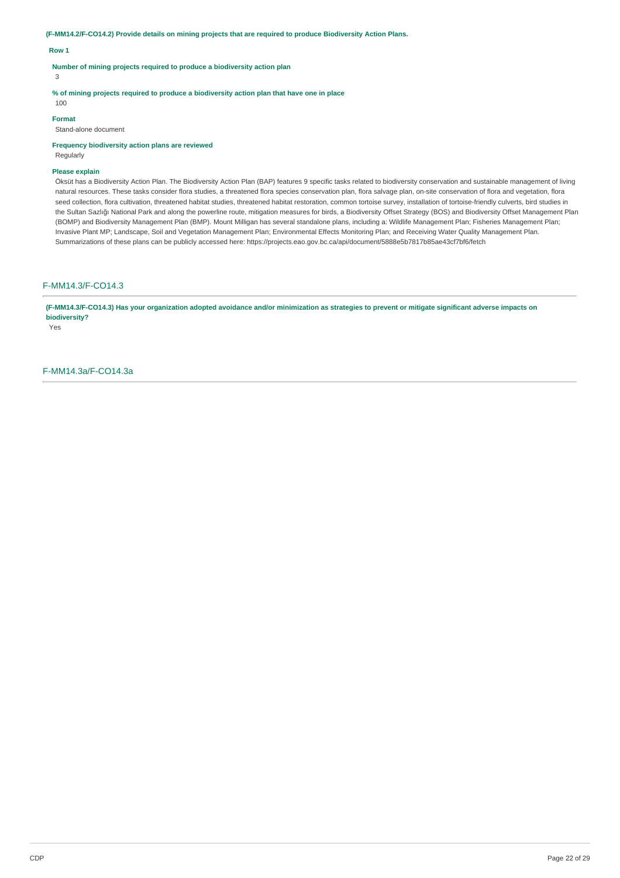**(F-MM14.2/F-CO14.2) Provide details on mining projects that are required to produce Biodiversity Action Plans.**

**Row 1**

**Number of mining projects required to produce a biodiversity action plan**

3

**% of mining projects required to produce a biodiversity action plan that have one in place**

100

**Format**

Stand-alone document

**Frequency biodiversity action plans are reviewed**

Regularly

**Please explain**

Öksüt has a Biodiversity Action Plan. The Biodiversity Action Plan (BAP) features 9 specific tasks related to biodiversity conservation and sustainable management of living natural resources. These tasks consider flora studies, a threatened flora species conservation plan, flora salvage plan, on-site conservation of flora and vegetation, flora seed collection, flora cultivation, threatened habitat studies, threatened habitat restoration, common tortoise survey, installation of tortoise-friendly culverts, bird studies in the Sultan Sazlığı National Park and along the powerline route, mitigation measures for birds, a Biodiversity Offset Strategy (BOS) and Biodiversity Offset Management Plan (BOMP) and Biodiversity Management Plan (BMP). Mount Milligan has several standalone plans, including a: Wildlife Management Plan; Fisheries Management Plan; Invasive Plant MP; Landscape, Soil and Vegetation Management Plan; Environmental Effects Monitoring Plan; and Receiving Water Quality Management Plan. Summarizations of these plans can be publicly accessed here: https://projects.eao.gov.bc.ca/api/document/5888e5b7817b85ae43cf7bf6/fetch

## F-MM14.3/F-CO14.3

**(F-MM14.3/F-CO14.3) Has your organization adopted avoidance and/or minimization as strategies to prevent or mitigate significant adverse impacts on biodiversity?**

Yes

## F-MM14.3a/F-CO14.3a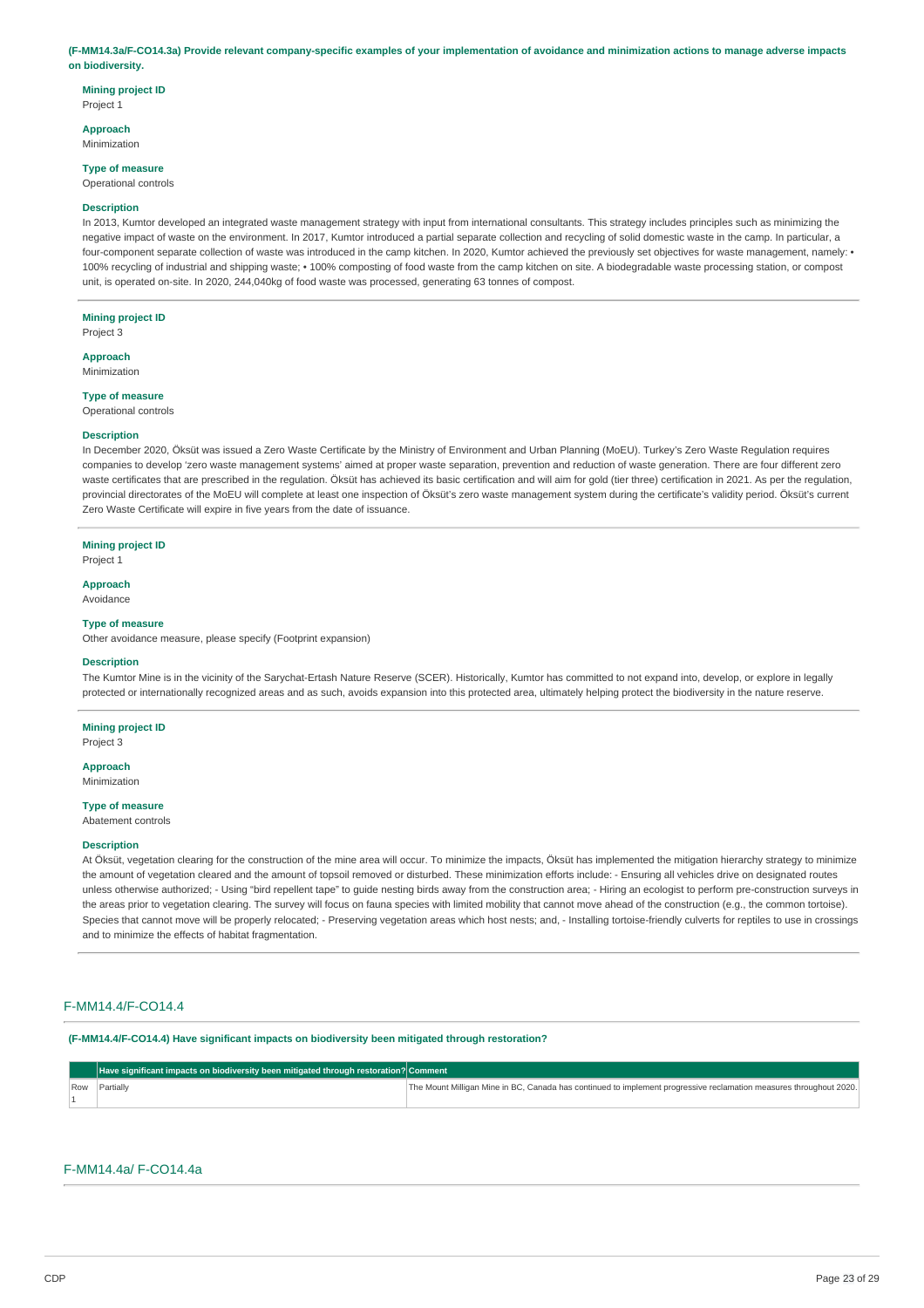**(F-MM14.3a/F-CO14.3a) Provide relevant company-specific examples of your implementation of avoidance and minimization actions to manage adverse impacts on biodiversity.**

**Mining project ID**
Project 1

**Approach**
Minimization

**Type of measure**
Operational controls

**Description**
In 2013, Kumtor developed an integrated waste management strategy with input from international consultants. This strategy includes principles such as minimizing the negative impact of waste on the environment. In 2017, Kumtor introduced a partial separate collection and recycling of solid domestic waste in the camp. In particular, a four-component separate collection of waste was introduced in the camp kitchen. In 2020, Kumtor achieved the previously set objectives for waste management, namely: • 100% recycling of industrial and shipping waste; • 100% composting of food waste from the camp kitchen on site. A biodegradable waste processing station, or compost unit, is operated on-site. In 2020, 244,040kg of food waste was processed, generating 63 tonnes of compost.

---

**Mining project ID**
Project 3

**Approach**
Minimization

**Type of measure**
Operational controls

**Description**
In December 2020, Öksüt was issued a Zero Waste Certificate by the Ministry of Environment and Urban Planning (MoEU). Turkey's Zero Waste Regulation requires companies to develop 'zero waste management systems' aimed at proper waste separation, prevention and reduction of waste generation. There are four different zero waste certificates that are prescribed in the regulation. Öksüt has achieved its basic certification and will aim for gold (tier three) certification in 2021. As per the regulation, provincial directorates of the MoEU will complete at least one inspection of Öksüt's zero waste management system during the certificate's validity period. Öksüt's current Zero Waste Certificate will expire in five years from the date of issuance.

---

**Mining project ID**
Project 1

**Approach**
Avoidance

**Type of measure**
Other avoidance measure, please specify (Footprint expansion)

**Description**
The Kumtor Mine is in the vicinity of the Sarychat-Ertash Nature Reserve (SCER). Historically, Kumtor has committed to not expand into, develop, or explore in legally protected or internationally recognized areas and as such, avoids expansion into this protected area, ultimately helping protect the biodiversity in the nature reserve.

---

**Mining project ID**
Project 3

**Approach**
Minimization

**Type of measure**
Abatement controls

**Description**
At Öksüt, vegetation clearing for the construction of the mine area will occur. To minimize the impacts, Öksüt has implemented the mitigation hierarchy strategy to minimize the amount of vegetation cleared and the amount of topsoil removed or disturbed. These minimization efforts include: - Ensuring all vehicles drive on designated routes unless otherwise authorized; - Using "bird repellent tape" to guide nesting birds away from the construction area; - Hiring an ecologist to perform pre-construction surveys in the areas prior to vegetation clearing. The survey will focus on fauna species with limited mobility that cannot move ahead of the construction (e.g., the common tortoise). Species that cannot move will be properly relocated; - Preserving vegetation areas which host nests; and, - Installing tortoise-friendly culverts for reptiles to use in crossings and to minimize the effects of habitat fragmentation.

---

## F-MM14.4/F-CO14.4

**(F-MM14.4/F-CO14.4) Have significant impacts on biodiversity been mitigated through restoration?**

| | Have significant impacts on biodiversity been mitigated through restoration? | Comment |
|---|---|---|
| Row 1 | Partially | The Mount Milligan Mine in BC, Canada has continued to implement progressive reclamation measures throughout 2020. |

## F-MM14.4a/ F-CO14.4a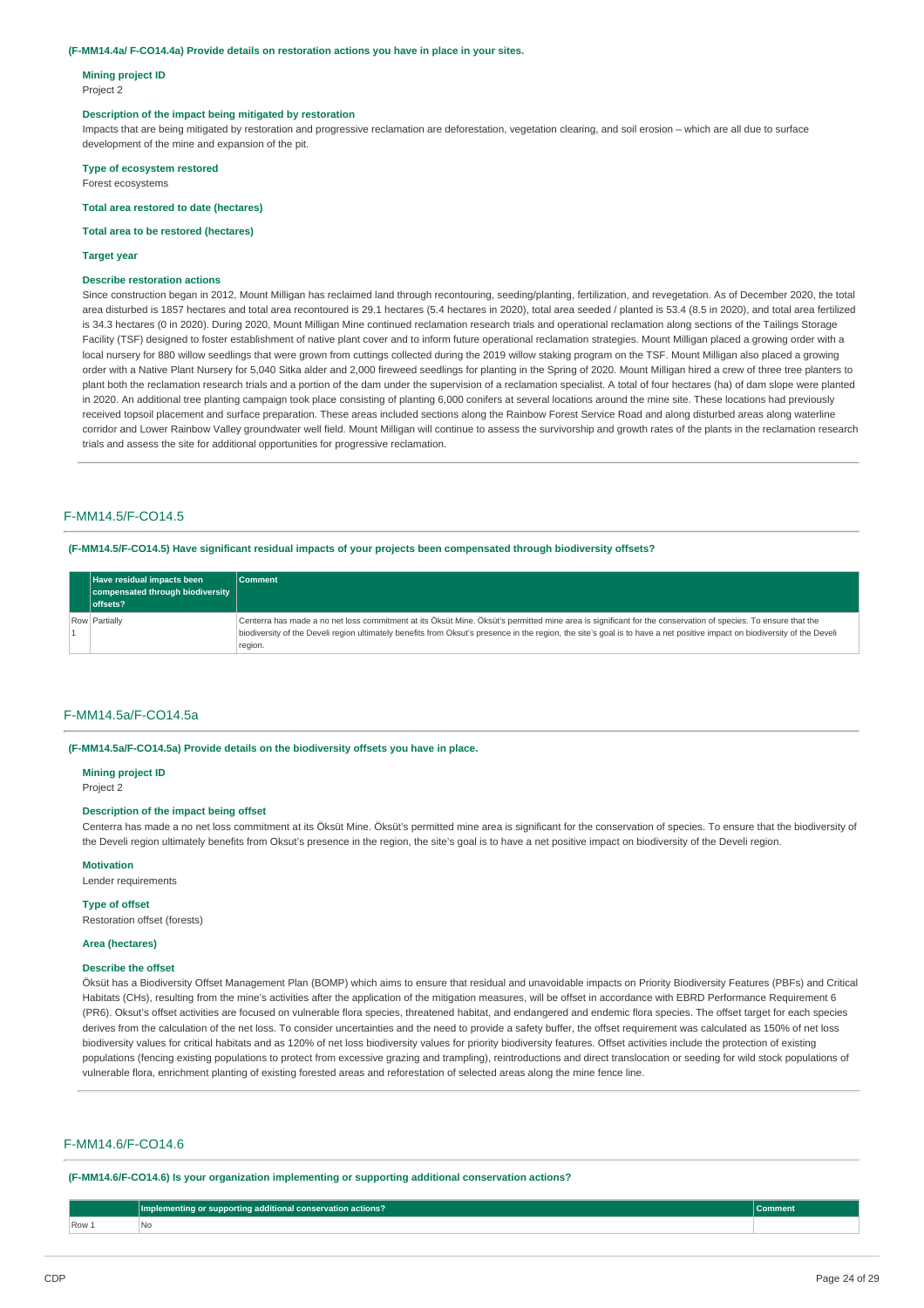**(F-MM14.4a/ F-CO14.4a) Provide details on restoration actions you have in place in your sites.**

**Mining project ID**

Project 2

**Description of the impact being mitigated by restoration**

Impacts that are being mitigated by restoration and progressive reclamation are deforestation, vegetation clearing, and soil erosion – which are all due to surface development of the mine and expansion of the pit.

**Type of ecosystem restored**

Forest ecosystems

**Total area restored to date (hectares)**

**Total area to be restored (hectares)**

**Target year**

**Describe restoration actions**

Since construction began in 2012, Mount Milligan has reclaimed land through recontouring, seeding/planting, fertilization, and revegetation. As of December 2020, the total area disturbed is 1857 hectares and total area recontoured is 29.1 hectares (5.4 hectares in 2020), total area seeded / planted is 53.4 (8.5 in 2020), and total area fertilized is 34.3 hectares (0 in 2020). During 2020, Mount Milligan Mine continued reclamation research trials and operational reclamation along sections of the Tailings Storage Facility (TSF) designed to foster establishment of native plant cover and to inform future operational reclamation strategies. Mount Milligan placed a growing order with a local nursery for 880 willow seedlings that were grown from cuttings collected during the 2019 willow staking program on the TSF. Mount Milligan also placed a growing order with a Native Plant Nursery for 5,040 Sitka alder and 2,000 fireweed seedlings for planting in the Spring of 2020. Mount Milligan hired a crew of three tree planters to plant both the reclamation research trials and a portion of the dam under the supervision of a reclamation specialist. A total of four hectares (ha) of dam slope were planted in 2020. An additional tree planting campaign took place consisting of planting 6,000 conifers at several locations around the mine site. These locations had previously received topsoil placement and surface preparation. These areas included sections along the Rainbow Forest Service Road and along disturbed areas along waterline corridor and Lower Rainbow Valley groundwater well field. Mount Milligan will continue to assess the survivorship and growth rates of the plants in the reclamation research trials and assess the site for additional opportunities for progressive reclamation.

## F-MM14.5/F-CO14.5

**(F-MM14.5/F-CO14.5) Have significant residual impacts of your projects been compensated through biodiversity offsets?**

| | Have residual impacts been compensated through biodiversity offsets? | Comment |
|---|---|---|
| Row 1 | Partially | Centerra has made a no net loss commitment at its Öksüt Mine. Öksüt's permitted mine area is significant for the conservation of species. To ensure that the biodiversity of the Develi region ultimately benefits from Oksut's presence in the region, the site's goal is to have a net positive impact on biodiversity of the Develi region. |

## F-MM14.5a/F-CO14.5a

**(F-MM14.5a/F-CO14.5a) Provide details on the biodiversity offsets you have in place.**

**Mining project ID**

Project 2

**Description of the impact being offset**

Centerra has made a no net loss commitment at its Öksüt Mine. Öksüt's permitted mine area is significant for the conservation of species. To ensure that the biodiversity of the Develi region ultimately benefits from Oksut's presence in the region, the site's goal is to have a net positive impact on biodiversity of the Develi region.

**Motivation**

Lender requirements

**Type of offset**

Restoration offset (forests)

**Area (hectares)**

**Describe the offset**

Öksüt has a Biodiversity Offset Management Plan (BOMP) which aims to ensure that residual and unavoidable impacts on Priority Biodiversity Features (PBFs) and Critical Habitats (CHs), resulting from the mine's activities after the application of the mitigation measures, will be offset in accordance with EBRD Performance Requirement 6 (PR6). Oksut's offset activities are focused on vulnerable flora species, threatened habitat, and endangered and endemic flora species. The offset target for each species derives from the calculation of the net loss. To consider uncertainties and the need to provide a safety buffer, the offset requirement was calculated as 150% of net loss biodiversity values for critical habitats and as 120% of net loss biodiversity values for priority biodiversity features. Offset activities include the protection of existing populations (fencing existing populations to protect from excessive grazing and trampling), reintroductions and direct translocation or seeding for wild stock populations of vulnerable flora, enrichment planting of existing forested areas and reforestation of selected areas along the mine fence line.

## F-MM14.6/F-CO14.6

**(F-MM14.6/F-CO14.6) Is your organization implementing or supporting additional conservation actions?**

| | Implementing or supporting additional conservation actions? | Comment |
|---|---|---|
| Row 1 | No | |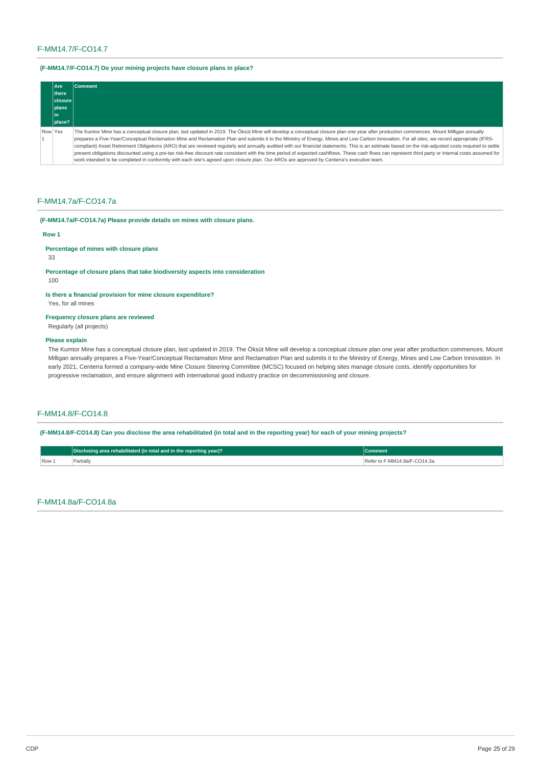## F-MM14.7/F-CO14.7

**(F-MM14.7/F-CO14.7) Do your mining projects have closure plans in place?**

| | Are there closure plans in place? | Comment |
|---|---|---|
| Row 1 | Yes | The Kumtor Mine has a conceptual closure plan, last updated in 2019. The Öksüt Mine will develop a conceptual closure plan one year after production commences. Mount Milligan annually prepares a Five-Year/Conceptual Reclamation Mine and Reclamation Plan and submits it to the Ministry of Energy, Mines and Low Carbon Innovation. For all sites, we record appropriate (IFRS-compliant) Asset Retirement Obligations (ARO) that are reviewed regularly and annually audited with our financial statements. This is an estimate based on the risk-adjusted costs required to settle present obligations discounted using a pre-tax risk-free discount rate consistent with the time period of expected cashflows. These cash flows can represent third party or internal costs assumed for work intended to be completed in conformity with each site's agreed upon closure plan. Our AROs are approved by Centerra's executive team. |

## F-MM14.7a/F-CO14.7a

**(F-MM14.7a/F-CO14.7a) Please provide details on mines with closure plans.**

**Row 1**

**Percentage of mines with closure plans**

33

**Percentage of closure plans that take biodiversity aspects into consideration**

100

**Is there a financial provision for mine closure expenditure?**

Yes, for all mines

**Frequency closure plans are reviewed**

Regularly (all projects)

**Please explain**

The Kumtor Mine has a conceptual closure plan, last updated in 2019. The Öksüt Mine will develop a conceptual closure plan one year after production commences. Mount Milligan annually prepares a Five-Year/Conceptual Reclamation Mine and Reclamation Plan and submits it to the Ministry of Energy, Mines and Low Carbon Innovation. In early 2021, Centerra formed a company-wide Mine Closure Steering Committee (MCSC) focused on helping sites manage closure costs, identify opportunities for progressive reclamation, and ensure alignment with international good industry practice on decommissioning and closure.

## F-MM14.8/F-CO14.8

**(F-MM14.8/F-CO14.8) Can you disclose the area rehabilitated (in total and in the reporting year) for each of your mining projects?**

| | Disclosing area rehabilitated (in total and in the reporting year)? | Comment |
|---|---|---|
| Row 1 | Partially | Refer to F-MM14.8a/F-CO14.3a. |

## F-MM14.8a/F-CO14.8a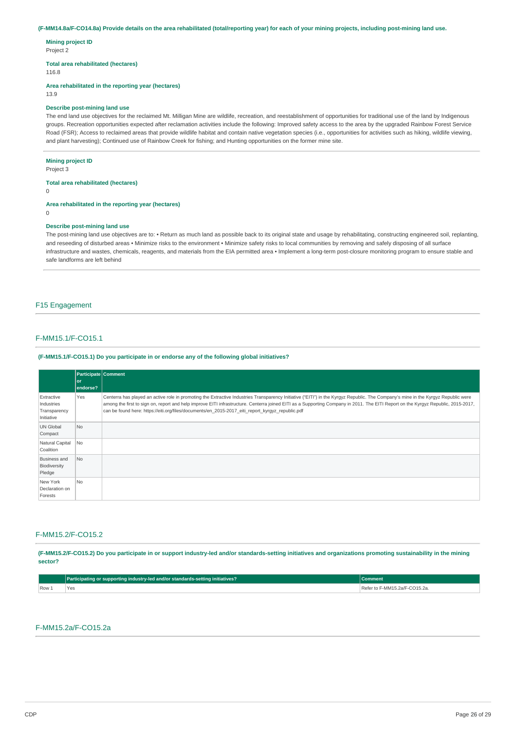**(F-MM14.8a/F-CO14.8a) Provide details on the area rehabilitated (total/reporting year) for each of your mining projects, including post-mining land use.**

**Mining project ID**
Project 2

**Total area rehabilitated (hectares)**
116.8

**Area rehabilitated in the reporting year (hectares)**
13.9

**Describe post-mining land use**
The end land use objectives for the reclaimed Mt. Milligan Mine are wildlife, recreation, and reestablishment of opportunities for traditional use of the land by Indigenous groups. Recreation opportunities expected after reclamation activities include the following: Improved safety access to the area by the upgraded Rainbow Forest Service Road (FSR); Access to reclaimed areas that provide wildlife habitat and contain native vegetation species (i.e., opportunities for activities such as hiking, wildlife viewing, and plant harvesting); Continued use of Rainbow Creek for fishing; and Hunting opportunities on the former mine site.

**Mining project ID**
Project 3

**Total area rehabilitated (hectares)**
0

**Area rehabilitated in the reporting year (hectares)**
0

**Describe post-mining land use**
The post-mining land use objectives are to: • Return as much land as possible back to its original state and usage by rehabilitating, constructing engineered soil, replanting, and reseeding of disturbed areas • Minimize risks to the environment • Minimize safety risks to local communities by removing and safely disposing of all surface infrastructure and wastes, chemicals, reagents, and materials from the EIA permitted area • Implement a long-term post-closure monitoring program to ensure stable and safe landforms are left behind

## F15 Engagement

### F-MM15.1/F-CO15.1

**(F-MM15.1/F-CO15.1) Do you participate in or endorse any of the following global initiatives?**

| | Participate or endorse? | Comment |
|---|---|---|
| Extractive Industries Transparency Initiative | Yes | Centerra has played an active role in promoting the Extractive Industries Transparency Initiative ("EITI") in the Kyrgyz Republic. The Company's mine in the Kyrgyz Republic were among the first to sign on, report and help improve EITI infrastructure. Centerra joined EITI as a Supporting Company in 2011. The EITI Report on the Kyrgyz Republic, 2015-2017, can be found here: https://eiti.org/files/documents/en_2015-2017_eiti_report_kyrgyz_republic.pdf |
| UN Global Compact | No | |
| Natural Capital Coalition | No | |
| Business and Biodiversity Pledge | No | |
| New York Declaration on Forests | No | |

### F-MM15.2/F-CO15.2

**(F-MM15.2/F-CO15.2) Do you participate in or support industry-led and/or standards-setting initiatives and organizations promoting sustainability in the mining sector?**

| | Participating or supporting industry-led and/or standards-setting initiatives? | Comment |
|---|---|---|
| Row 1 | Yes | Refer to F-MM15.2a/F-CO15.2a. |

### F-MM15.2a/F-CO15.2a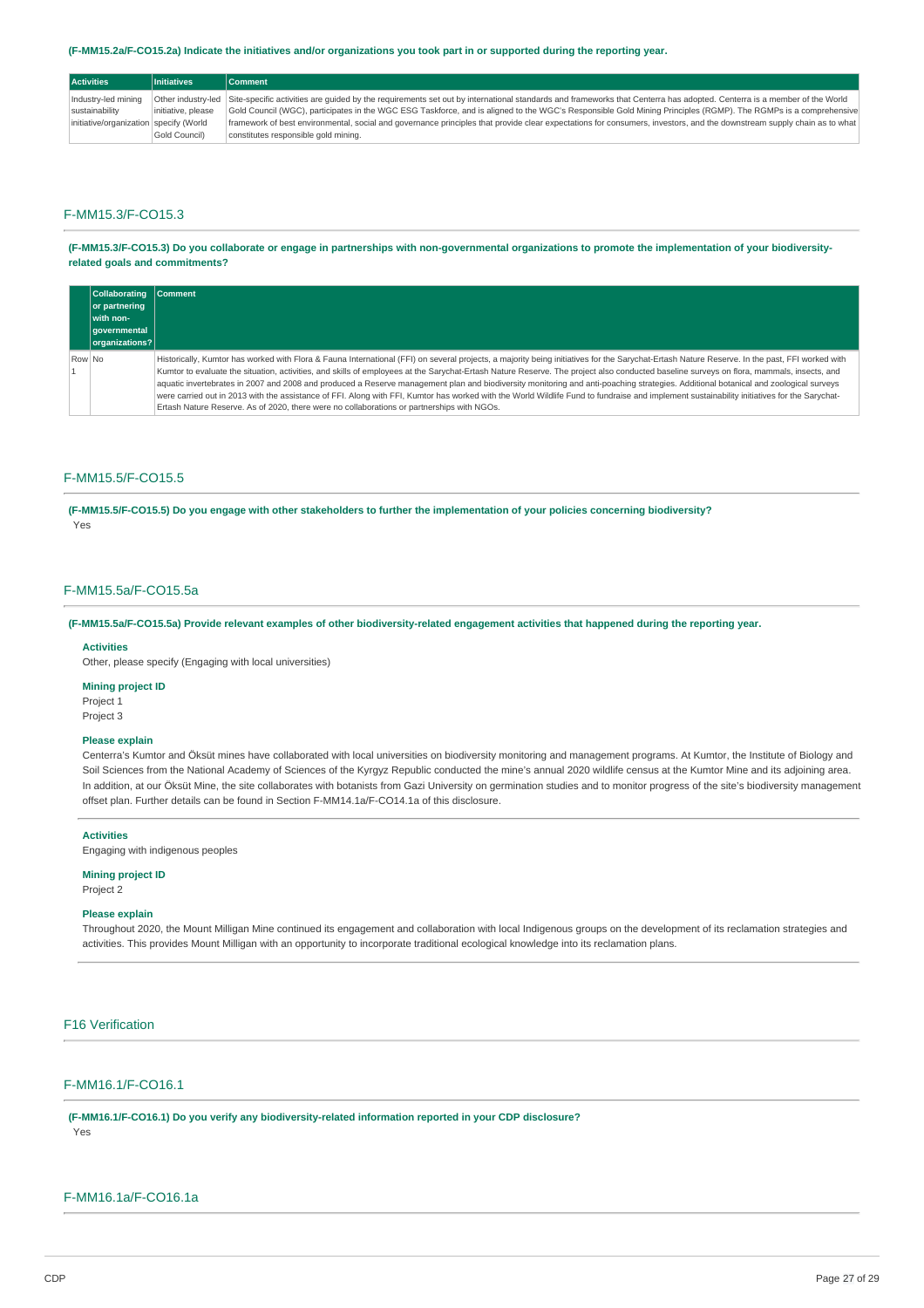**(F-MM15.2a/F-CO15.2a) Indicate the initiatives and/or organizations you took part in or supported during the reporting year.**

| Activities | Initiatives | Comment |
|---|---|---|
| Industry-led mining sustainability initiative/organization | Other industry-led initiative, please specify (World Gold Council) | Site-specific activities are guided by the requirements set out by international standards and frameworks that Centerra has adopted. Centerra is a member of the World Gold Council (WGC), participates in the WGC ESG Taskforce, and is aligned to the WGC's Responsible Gold Mining Principles (RGMP). The RGMPs is a comprehensive framework of best environmental, social and governance principles that provide clear expectations for consumers, investors, and the downstream supply chain as to what constitutes responsible gold mining. |

## F-MM15.3/F-CO15.3

**(F-MM15.3/F-CO15.3) Do you collaborate or engage in partnerships with non-governmental organizations to promote the implementation of your biodiversity-related goals and commitments?**

| | Collaborating or partnering with non-governmental organizations? | Comment |
|---|---|---|
| Row 1 | No | Historically, Kumtor has worked with Flora & Fauna International (FFI) on several projects, a majority being initiatives for the Sarychat-Ertash Nature Reserve. In the past, FFI worked with Kumtor to evaluate the situation, activities, and skills of employees at the Sarychat-Ertash Nature Reserve. The project also conducted baseline surveys on flora, mammals, insects, and aquatic invertebrates in 2007 and 2008 and produced a Reserve management plan and biodiversity monitoring and anti-poaching strategies. Additional botanical and zoological surveys were carried out in 2013 with the assistance of FFI. Along with FFI, Kumtor has worked with the World Wildlife Fund to fundraise and implement sustainability initiatives for the Sarychat-Ertash Nature Reserve. As of 2020, there were no collaborations or partnerships with NGOs. |

## F-MM15.5/F-CO15.5

**(F-MM15.5/F-CO15.5) Do you engage with other stakeholders to further the implementation of your policies concerning biodiversity?**

Yes

## F-MM15.5a/F-CO15.5a

**(F-MM15.5a/F-CO15.5a) Provide relevant examples of other biodiversity-related engagement activities that happened during the reporting year.**

**Activities**

Other, please specify (Engaging with local universities)

**Mining project ID**

Project 1
Project 3

**Please explain**

Centerra's Kumtor and Öksüt mines have collaborated with local universities on biodiversity monitoring and management programs. At Kumtor, the Institute of Biology and Soil Sciences from the National Academy of Sciences of the Kyrgyz Republic conducted the mine's annual 2020 wildlife census at the Kumtor Mine and its adjoining area. In addition, at our Öksüt Mine, the site collaborates with botanists from Gazi University on germination studies and to monitor progress of the site's biodiversity management offset plan. Further details can be found in Section F-MM14.1a/F-CO14.1a of this disclosure.

**Activities**

Engaging with indigenous peoples

**Mining project ID**

Project 2

**Please explain**

Throughout 2020, the Mount Milligan Mine continued its engagement and collaboration with local Indigenous groups on the development of its reclamation strategies and activities. This provides Mount Milligan with an opportunity to incorporate traditional ecological knowledge into its reclamation plans.

# F16 Verification

## F-MM16.1/F-CO16.1

**(F-MM16.1/F-CO16.1) Do you verify any biodiversity-related information reported in your CDP disclosure?**

Yes

## F-MM16.1a/F-CO16.1a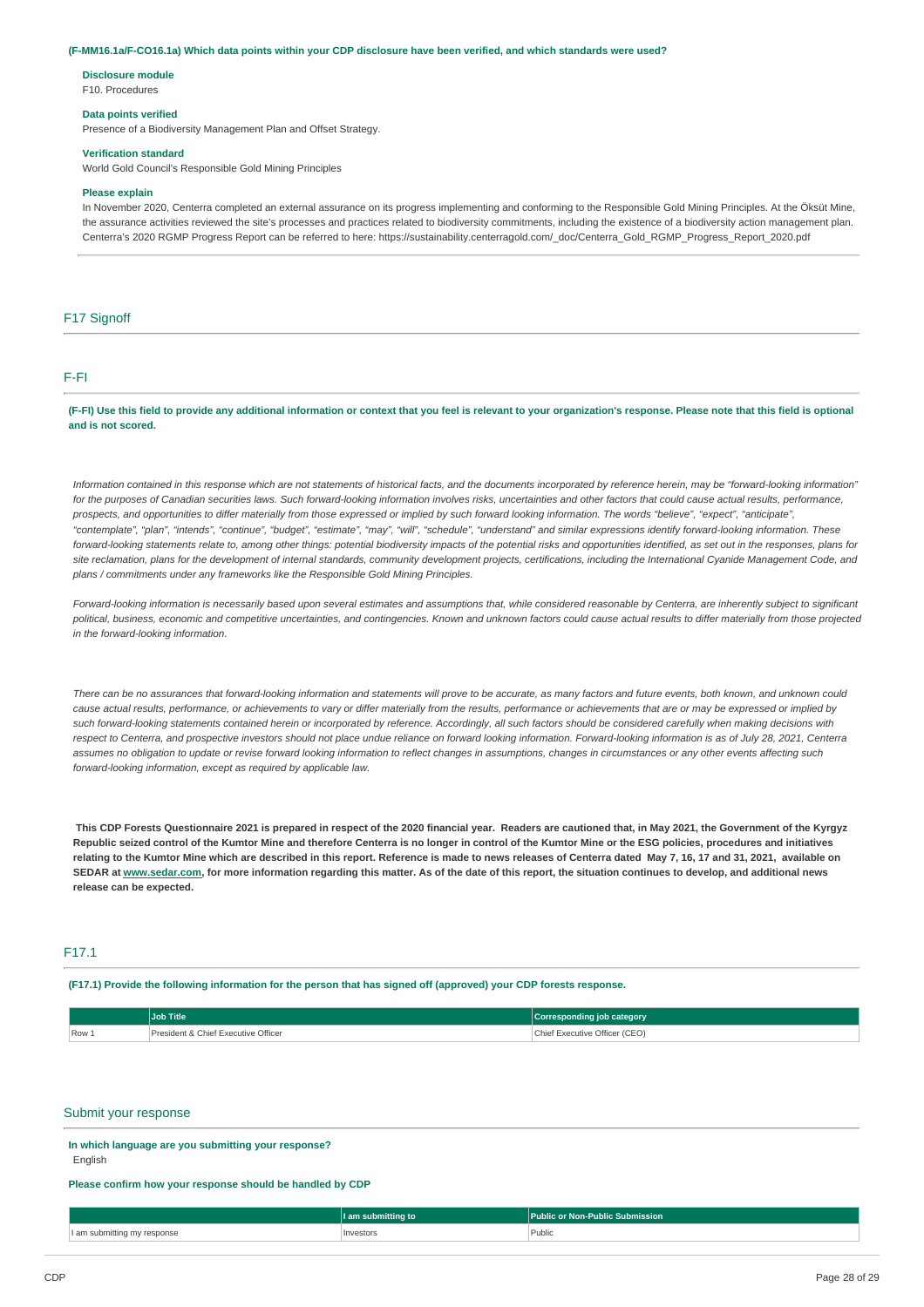**(F-MM16.1a/F-CO16.1a) Which data points within your CDP disclosure have been verified, and which standards were used?**

**Disclosure module**
F10. Procedures

**Data points verified**
Presence of a Biodiversity Management Plan and Offset Strategy.

**Verification standard**
World Gold Council's Responsible Gold Mining Principles

**Please explain**
In November 2020, Centerra completed an external assurance on its progress implementing and conforming to the Responsible Gold Mining Principles. At the Öksüt Mine, the assurance activities reviewed the site's processes and practices related to biodiversity commitments, including the existence of a biodiversity action management plan. Centerra's 2020 RGMP Progress Report can be referred to here: https://sustainability.centerragold.com/_doc/Centerra_Gold_RGMP_Progress_Report_2020.pdf

## F17 Signoff

### F-FI

**(F-FI) Use this field to provide any additional information or context that you feel is relevant to your organization's response. Please note that this field is optional and is not scored.**

*Information contained in this response which are not statements of historical facts, and the documents incorporated by reference herein, may be "forward-looking information" for the purposes of Canadian securities laws. Such forward-looking information involves risks, uncertainties and other factors that could cause actual results, performance, prospects, and opportunities to differ materially from those expressed or implied by such forward looking information. The words "believe", "expect", "anticipate", "contemplate", "plan", "intends", "continue", "budget", "estimate", "may", "will", "schedule", "understand" and similar expressions identify forward-looking information. These forward-looking statements relate to, among other things: potential biodiversity impacts of the potential risks and opportunities identified, as set out in the responses, plans for site reclamation, plans for the development of internal standards, community development projects, certifications, including the International Cyanide Management Code, and plans / commitments under any frameworks like the Responsible Gold Mining Principles.*

*Forward-looking information is necessarily based upon several estimates and assumptions that, while considered reasonable by Centerra, are inherently subject to significant political, business, economic and competitive uncertainties, and contingencies. Known and unknown factors could cause actual results to differ materially from those projected in the forward-looking information.*

*There can be no assurances that forward-looking information and statements will prove to be accurate, as many factors and future events, both known, and unknown could cause actual results, performance, or achievements to vary or differ materially from the results, performance or achievements that are or may be expressed or implied by such forward-looking statements contained herein or incorporated by reference. Accordingly, all such factors should be considered carefully when making decisions with respect to Centerra, and prospective investors should not place undue reliance on forward looking information. Forward-looking information is as of July 28, 2021, Centerra assumes no obligation to update or revise forward looking information to reflect changes in assumptions, changes in circumstances or any other events affecting such forward-looking information, except as required by applicable law.*

**This CDP Forests Questionnaire 2021 is prepared in respect of the 2020 financial year. Readers are cautioned that, in May 2021, the Government of the Kyrgyz Republic seized control of the Kumtor Mine and therefore Centerra is no longer in control of the Kumtor Mine or the ESG policies, procedures and initiatives relating to the Kumtor Mine which are described in this report. Reference is made to news releases of Centerra dated May 7, 16, 17 and 31, 2021, available on SEDAR at www.sedar.com, for more information regarding this matter. As of the date of this report, the situation continues to develop, and additional news release can be expected.**

### F17.1

**(F17.1) Provide the following information for the person that has signed off (approved) your CDP forests response.**

| | Job Title | Corresponding job category |
|---|---|---|
| Row 1 | President & Chief Executive Officer | Chief Executive Officer (CEO) |

## Submit your response

**In which language are you submitting your response?**
English

**Please confirm how your response should be handled by CDP**

| | I am submitting to | Public or Non-Public Submission |
|---|---|---|
| I am submitting my response | Investors | Public |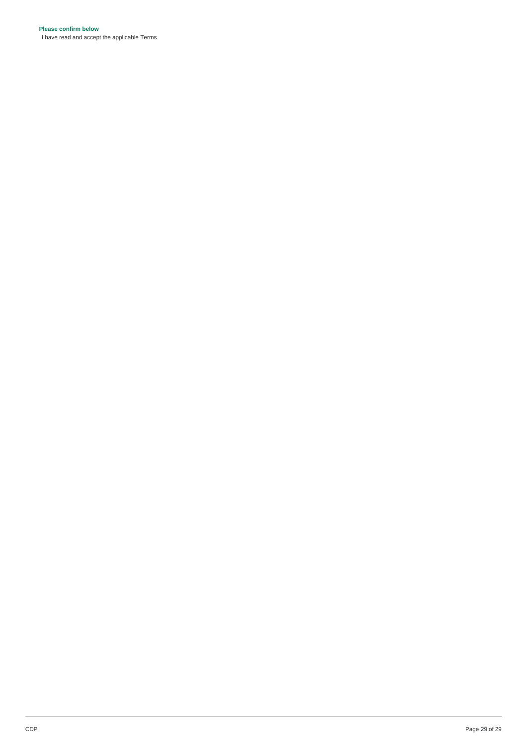**Please confirm below**

I have read and accept the applicable Terms